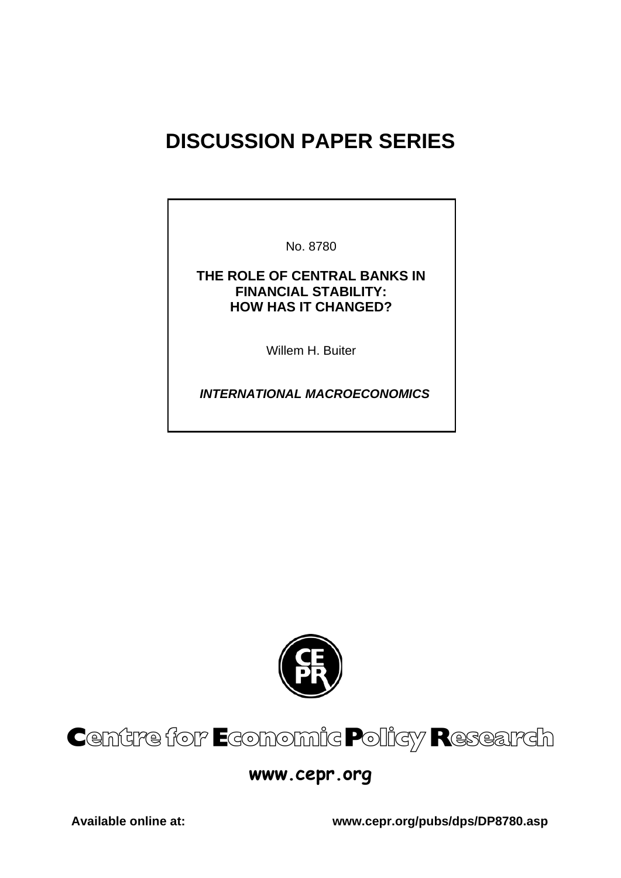# DISCUSSION PAPER SERIES

No. 8780

**THE ROLE OF CENTRAL BANKS IN FINANCIAL STABILITY: HOW HAS IT CHANGED?**

Willem H. Buiter

***INTERNATIONAL MACROECONOMICS***

**Centre for Economic Policy Research**

**www.cepr.org**

**Available online at:** **www.cepr.org/pubs/dps/DP8780.asp**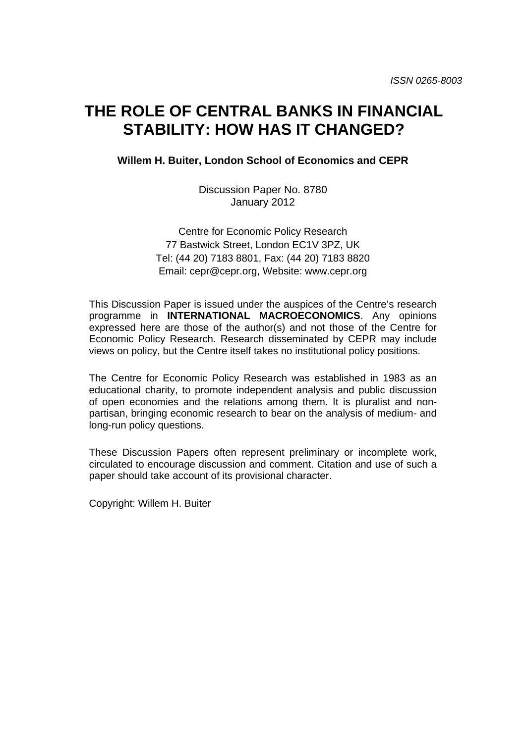*ISSN 0265-8003*

# THE ROLE OF CENTRAL BANKS IN FINANCIAL STABILITY: HOW HAS IT CHANGED?

**Willem H. Buiter, London School of Economics and CEPR**

Discussion Paper No. 8780
January 2012

Centre for Economic Policy Research
77 Bastwick Street, London EC1V 3PZ, UK
Tel: (44 20) 7183 8801, Fax: (44 20) 7183 8820
Email: cepr@cepr.org, Website: www.cepr.org

This Discussion Paper is issued under the auspices of the Centre's research programme in **INTERNATIONAL MACROECONOMICS**. Any opinions expressed here are those of the author(s) and not those of the Centre for Economic Policy Research. Research disseminated by CEPR may include views on policy, but the Centre itself takes no institutional policy positions.

The Centre for Economic Policy Research was established in 1983 as an educational charity, to promote independent analysis and public discussion of open economies and the relations among them. It is pluralist and non-partisan, bringing economic research to bear on the analysis of medium- and long-run policy questions.

These Discussion Papers often represent preliminary or incomplete work, circulated to encourage discussion and comment. Citation and use of such a paper should take account of its provisional character.

Copyright: Willem H. Buiter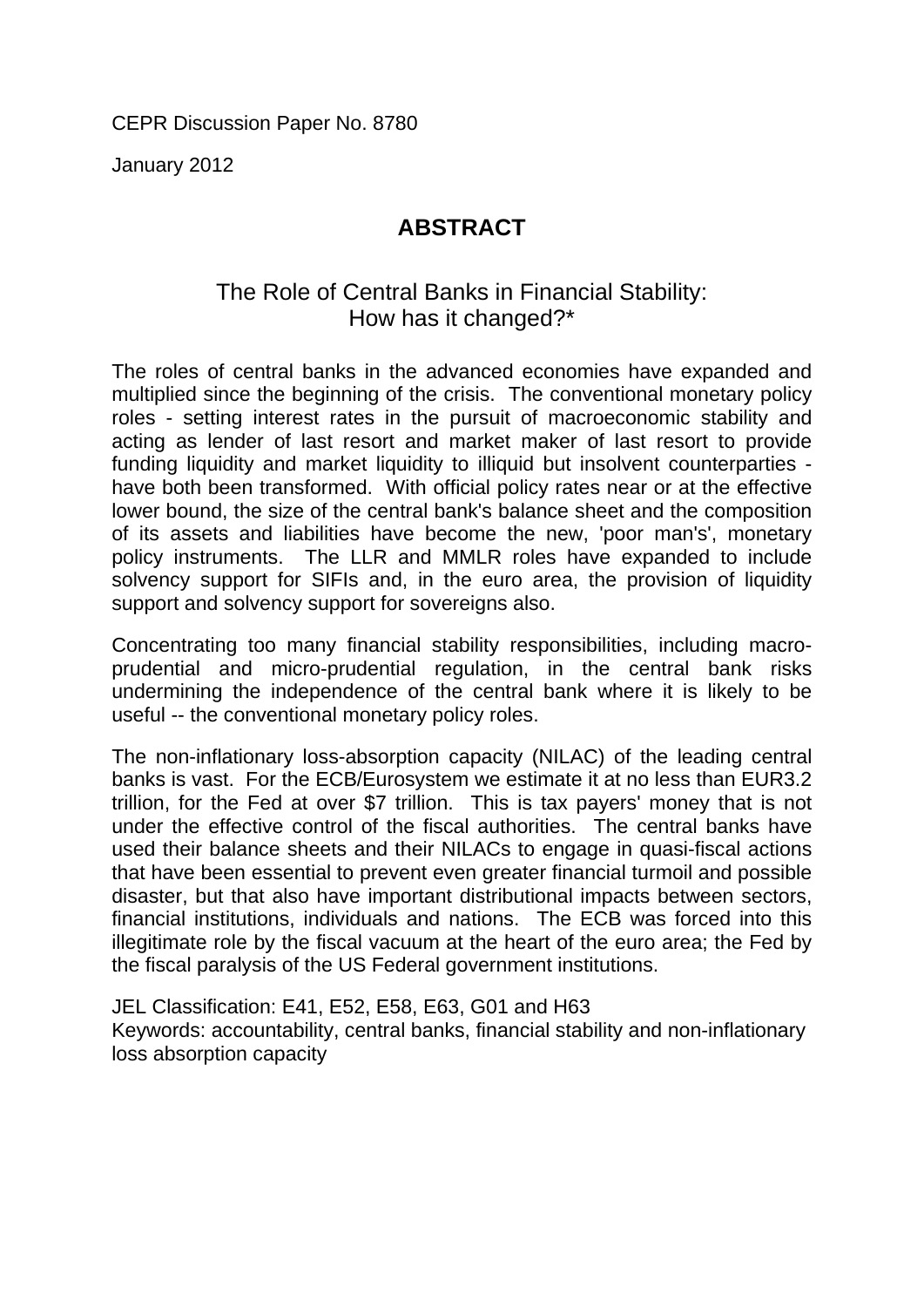CEPR Discussion Paper No. 8780

January 2012

## ABSTRACT

### The Role of Central Banks in Financial Stability: How has it changed?*

The roles of central banks in the advanced economies have expanded and multiplied since the beginning of the crisis. The conventional monetary policy roles - setting interest rates in the pursuit of macroeconomic stability and acting as lender of last resort and market maker of last resort to provide funding liquidity and market liquidity to illiquid but insolvent counterparties - have both been transformed. With official policy rates near or at the effective lower bound, the size of the central bank's balance sheet and the composition of its assets and liabilities have become the new, 'poor man's', monetary policy instruments. The LLR and MMLR roles have expanded to include solvency support for SIFIs and, in the euro area, the provision of liquidity support and solvency support for sovereigns also.

Concentrating too many financial stability responsibilities, including macro-prudential and micro-prudential regulation, in the central bank risks undermining the independence of the central bank where it is likely to be useful -- the conventional monetary policy roles.

The non-inflationary loss-absorption capacity (NILAC) of the leading central banks is vast. For the ECB/Eurosystem we estimate it at no less than EUR3.2 trillion, for the Fed at over $7 trillion. This is tax payers' money that is not under the effective control of the fiscal authorities. The central banks have used their balance sheets and their NILACs to engage in quasi-fiscal actions that have been essential to prevent even greater financial turmoil and possible disaster, but that also have important distributional impacts between sectors, financial institutions, individuals and nations. The ECB was forced into this illegitimate role by the fiscal vacuum at the heart of the euro area; the Fed by the fiscal paralysis of the US Federal government institutions.

JEL Classification: E41, E52, E58, E63, G01 and H63
Keywords: accountability, central banks, financial stability and non-inflationary loss absorption capacity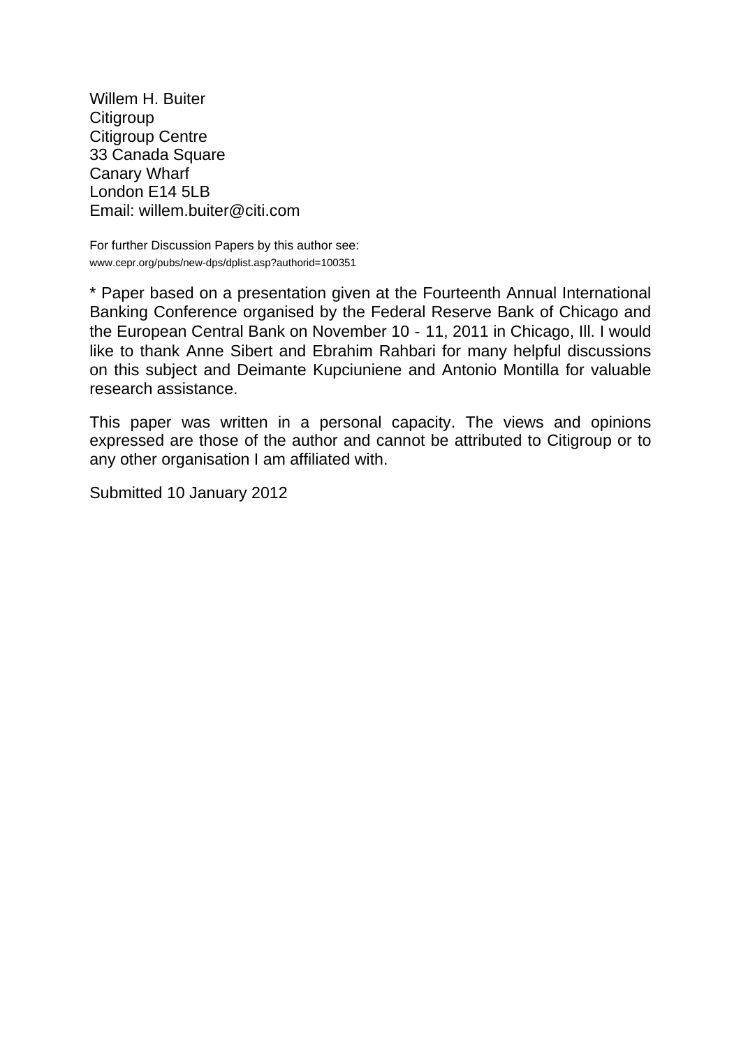Willem H. Buiter
Citigroup
Citigroup Centre
33 Canada Square
Canary Wharf
London E14 5LB
Email: willem.buiter@citi.com

For further Discussion Papers by this author see:
www.cepr.org/pubs/new-dps/dplist.asp?authorid=100351

* Paper based on a presentation given at the Fourteenth Annual International Banking Conference organised by the Federal Reserve Bank of Chicago and the European Central Bank on November 10 - 11, 2011 in Chicago, Ill. I would like to thank Anne Sibert and Ebrahim Rahbari for many helpful discussions on this subject and Deimante Kupciuniene and Antonio Montilla for valuable research assistance.

This paper was written in a personal capacity. The views and opinions expressed are those of the author and cannot be attributed to Citigroup or to any other organisation I am affiliated with.

Submitted 10 January 2012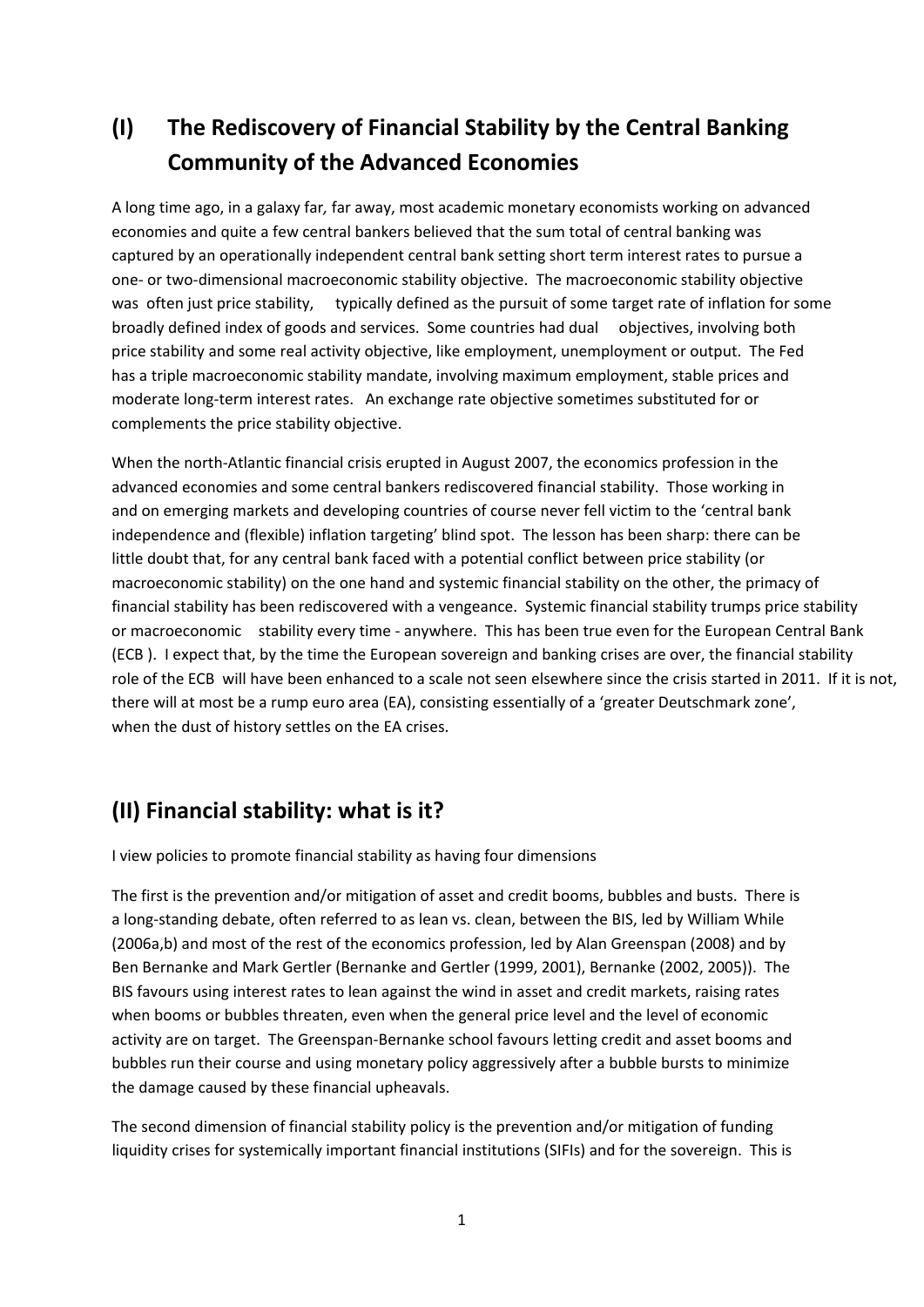## (I) The Rediscovery of Financial Stability by the Central Banking Community of the Advanced Economies

A long time ago, in a galaxy far, far away, most academic monetary economists working on advanced economies and quite a few central bankers believed that the sum total of central banking was captured by an operationally independent central bank setting short term interest rates to pursue a one- or two-dimensional macroeconomic stability objective. The macroeconomic stability objective was often just price stability, typically defined as the pursuit of some target rate of inflation for some broadly defined index of goods and services. Some countries had dual objectives, involving both price stability and some real activity objective, like employment, unemployment or output. The Fed has a triple macroeconomic stability mandate, involving maximum employment, stable prices and moderate long-term interest rates. An exchange rate objective sometimes substituted for or complements the price stability objective.

When the north-Atlantic financial crisis erupted in August 2007, the economics profession in the advanced economies and some central bankers rediscovered financial stability. Those working in and on emerging markets and developing countries of course never fell victim to the 'central bank independence and (flexible) inflation targeting' blind spot. The lesson has been sharp: there can be little doubt that, for any central bank faced with a potential conflict between price stability (or macroeconomic stability) on the one hand and systemic financial stability on the other, the primacy of financial stability has been rediscovered with a vengeance. Systemic financial stability trumps price stability or macroeconomic stability every time - anywhere. This has been true even for the European Central Bank (ECB ). I expect that, by the time the European sovereign and banking crises are over, the financial stability role of the ECB will have been enhanced to a scale not seen elsewhere since the crisis started in 2011. If it is not, there will at most be a rump euro area (EA), consisting essentially of a 'greater Deutschmark zone', when the dust of history settles on the EA crises.

## (II) Financial stability: what is it?

I view policies to promote financial stability as having four dimensions

The first is the prevention and/or mitigation of asset and credit booms, bubbles and busts. There is a long-standing debate, often referred to as lean vs. clean, between the BIS, led by William While (2006a,b) and most of the rest of the economics profession, led by Alan Greenspan (2008) and by Ben Bernanke and Mark Gertler (Bernanke and Gertler (1999, 2001), Bernanke (2002, 2005)). The BIS favours using interest rates to lean against the wind in asset and credit markets, raising rates when booms or bubbles threaten, even when the general price level and the level of economic activity are on target. The Greenspan-Bernanke school favours letting credit and asset booms and bubbles run their course and using monetary policy aggressively after a bubble bursts to minimize the damage caused by these financial upheavals.

The second dimension of financial stability policy is the prevention and/or mitigation of funding liquidity crises for systemically important financial institutions (SIFIs) and for the sovereign. This is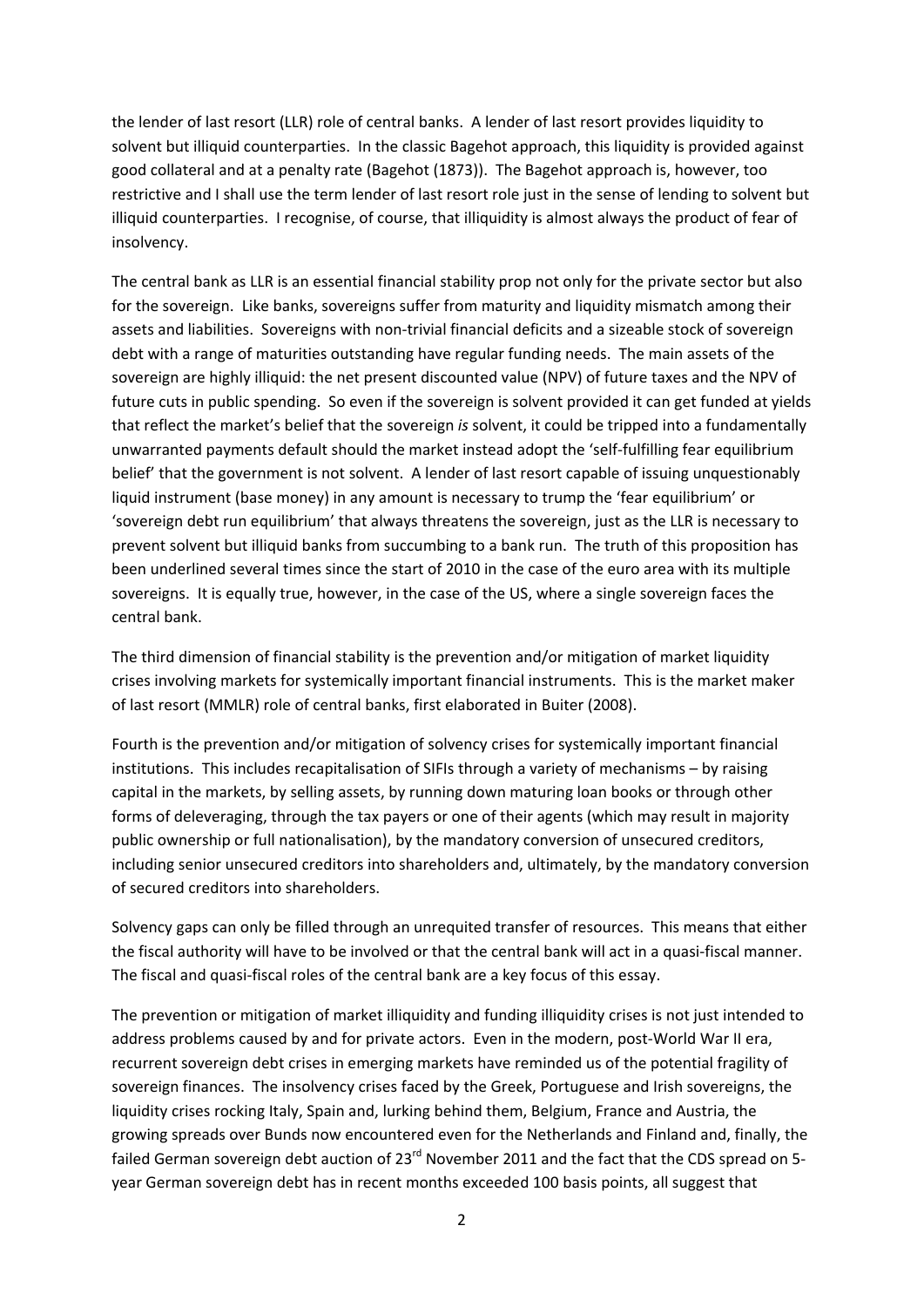the lender of last resort (LLR) role of central banks. A lender of last resort provides liquidity to solvent but illiquid counterparties. In the classic Bagehot approach, this liquidity is provided against good collateral and at a penalty rate (Bagehot (1873)). The Bagehot approach is, however, too restrictive and I shall use the term lender of last resort role just in the sense of lending to solvent but illiquid counterparties. I recognise, of course, that illiquidity is almost always the product of fear of insolvency.

The central bank as LLR is an essential financial stability prop not only for the private sector but also for the sovereign. Like banks, sovereigns suffer from maturity and liquidity mismatch among their assets and liabilities. Sovereigns with non-trivial financial deficits and a sizeable stock of sovereign debt with a range of maturities outstanding have regular funding needs. The main assets of the sovereign are highly illiquid: the net present discounted value (NPV) of future taxes and the NPV of future cuts in public spending. So even if the sovereign is solvent provided it can get funded at yields that reflect the market's belief that the sovereign *is* solvent, it could be tripped into a fundamentally unwarranted payments default should the market instead adopt the 'self-fulfilling fear equilibrium belief' that the government is not solvent. A lender of last resort capable of issuing unquestionably liquid instrument (base money) in any amount is necessary to trump the 'fear equilibrium' or 'sovereign debt run equilibrium' that always threatens the sovereign, just as the LLR is necessary to prevent solvent but illiquid banks from succumbing to a bank run. The truth of this proposition has been underlined several times since the start of 2010 in the case of the euro area with its multiple sovereigns. It is equally true, however, in the case of the US, where a single sovereign faces the central bank.

The third dimension of financial stability is the prevention and/or mitigation of market liquidity crises involving markets for systemically important financial instruments. This is the market maker of last resort (MMLR) role of central banks, first elaborated in Buiter (2008).

Fourth is the prevention and/or mitigation of solvency crises for systemically important financial institutions. This includes recapitalisation of SIFIs through a variety of mechanisms – by raising capital in the markets, by selling assets, by running down maturing loan books or through other forms of deleveraging, through the tax payers or one of their agents (which may result in majority public ownership or full nationalisation), by the mandatory conversion of unsecured creditors, including senior unsecured creditors into shareholders and, ultimately, by the mandatory conversion of secured creditors into shareholders.

Solvency gaps can only be filled through an unrequited transfer of resources. This means that either the fiscal authority will have to be involved or that the central bank will act in a quasi-fiscal manner. The fiscal and quasi-fiscal roles of the central bank are a key focus of this essay.

The prevention or mitigation of market illiquidity and funding illiquidity crises is not just intended to address problems caused by and for private actors. Even in the modern, post-World War II era, recurrent sovereign debt crises in emerging markets have reminded us of the potential fragility of sovereign finances. The insolvency crises faced by the Greek, Portuguese and Irish sovereigns, the liquidity crises rocking Italy, Spain and, lurking behind them, Belgium, France and Austria, the growing spreads over Bunds now encountered even for the Netherlands and Finland and, finally, the failed German sovereign debt auction of 23rd November 2011 and the fact that the CDS spread on 5-year German sovereign debt has in recent months exceeded 100 basis points, all suggest that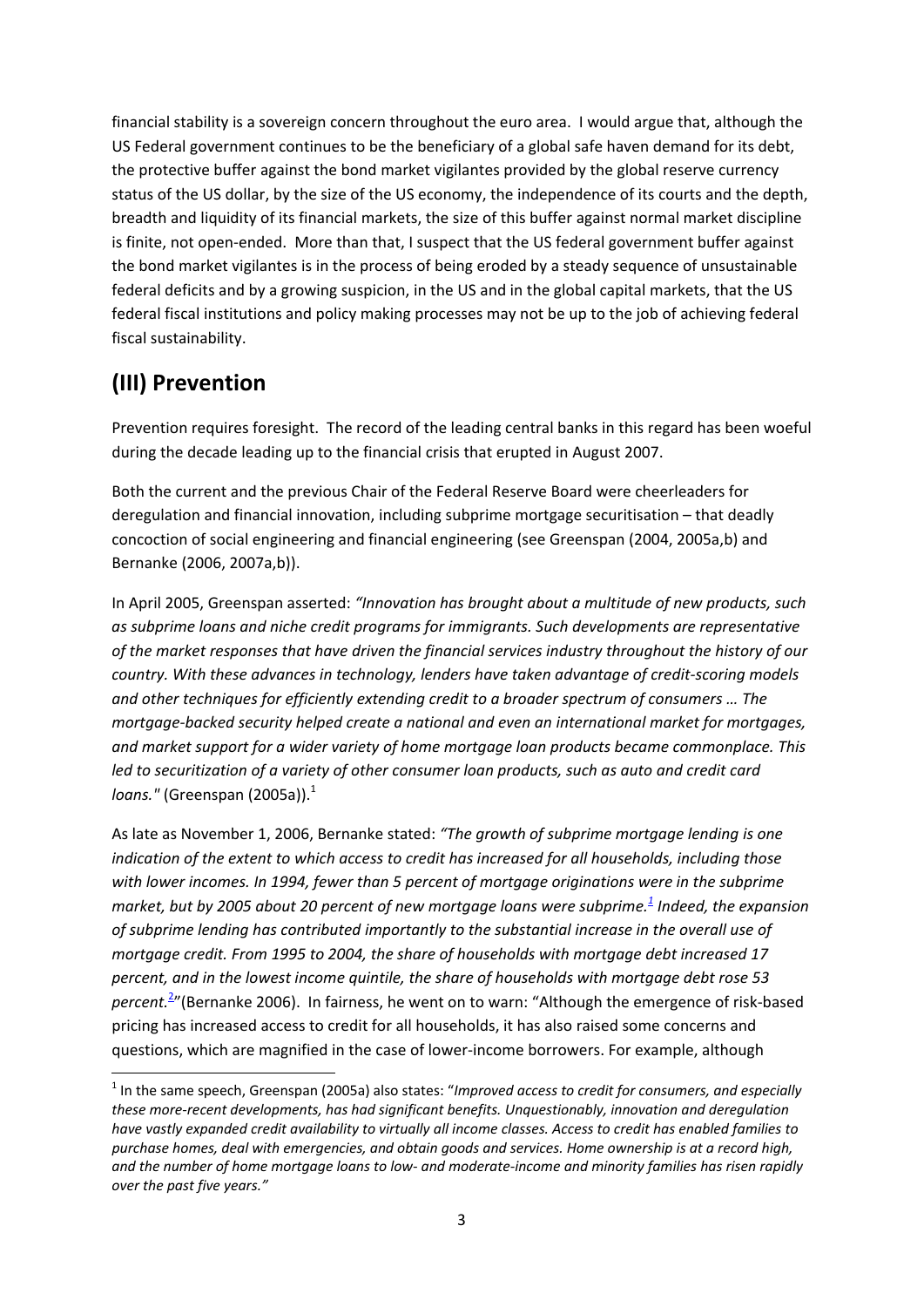financial stability is a sovereign concern throughout the euro area. I would argue that, although the US Federal government continues to be the beneficiary of a global safe haven demand for its debt, the protective buffer against the bond market vigilantes provided by the global reserve currency status of the US dollar, by the size of the US economy, the independence of its courts and the depth, breadth and liquidity of its financial markets, the size of this buffer against normal market discipline is finite, not open-ended. More than that, I suspect that the US federal government buffer against the bond market vigilantes is in the process of being eroded by a steady sequence of unsustainable federal deficits and by a growing suspicion, in the US and in the global capital markets, that the US federal fiscal institutions and policy making processes may not be up to the job of achieving federal fiscal sustainability.

## (III) Prevention

Prevention requires foresight. The record of the leading central banks in this regard has been woeful during the decade leading up to the financial crisis that erupted in August 2007.

Both the current and the previous Chair of the Federal Reserve Board were cheerleaders for deregulation and financial innovation, including subprime mortgage securitisation – that deadly concoction of social engineering and financial engineering (see Greenspan (2004, 2005a,b) and Bernanke (2006, 2007a,b)).

In April 2005, Greenspan asserted: *"Innovation has brought about a multitude of new products, such as subprime loans and niche credit programs for immigrants. Such developments are representative of the market responses that have driven the financial services industry throughout the history of our country. With these advances in technology, lenders have taken advantage of credit-scoring models and other techniques for efficiently extending credit to a broader spectrum of consumers … The mortgage-backed security helped create a national and even an international market for mortgages, and market support for a wider variety of home mortgage loan products became commonplace. This led to securitization of a variety of other consumer loan products, such as auto and credit card loans."* (Greenspan (2005a)).[1]

As late as November 1, 2006, Bernanke stated: *"The growth of subprime mortgage lending is one indication of the extent to which access to credit has increased for all households, including those with lower incomes. In 1994, fewer than 5 percent of mortgage originations were in the subprime market, but by 2005 about 20 percent of new mortgage loans were subprime.[1] Indeed, the expansion of subprime lending has contributed importantly to the substantial increase in the overall use of mortgage credit. From 1995 to 2004, the share of households with mortgage debt increased 17 percent, and in the lowest income quintile, the share of households with mortgage debt rose 53 percent.[2]"* (Bernanke 2006). In fairness, he went on to warn: "Although the emergence of risk-based pricing has increased access to credit for all households, it has also raised some concerns and questions, which are magnified in the case of lower-income borrowers. For example, although

[1] In the same speech, Greenspan (2005a) also states: "*Improved access to credit for consumers, and especially these more-recent developments, has had significant benefits. Unquestionably, innovation and deregulation have vastly expanded credit availability to virtually all income classes. Access to credit has enabled families to purchase homes, deal with emergencies, and obtain goods and services. Home ownership is at a record high, and the number of home mortgage loans to low- and moderate-income and minority families has risen rapidly over the past five years."*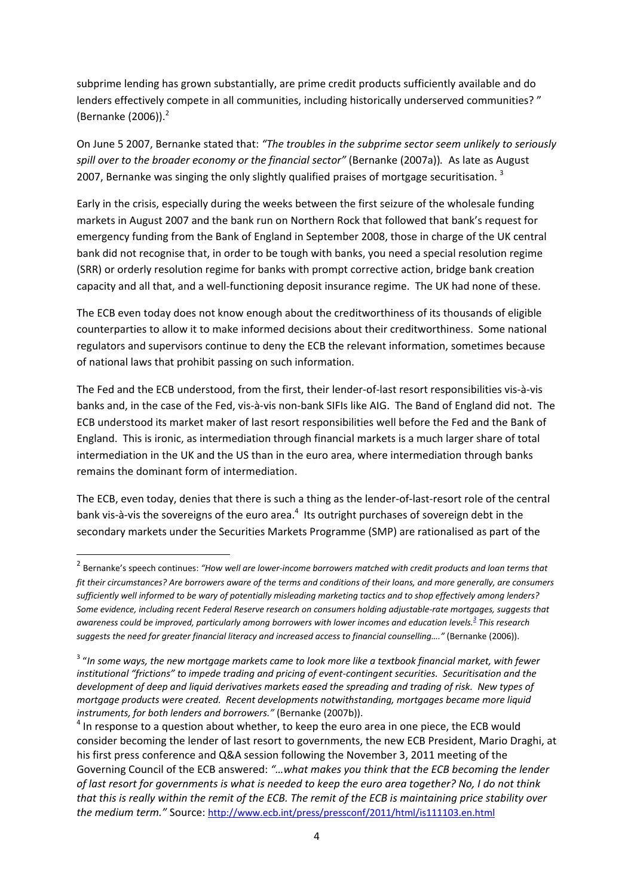subprime lending has grown substantially, are prime credit products sufficiently available and do lenders effectively compete in all communities, including historically underserved communities? " (Bernanke (2006)).[2]

On June 5 2007, Bernanke stated that: *"The troubles in the subprime sector seem unlikely to seriously spill over to the broader economy or the financial sector"* (Bernanke (2007a)). As late as August 2007, Bernanke was singing the only slightly qualified praises of mortgage securitisation. [3]

Early in the crisis, especially during the weeks between the first seizure of the wholesale funding markets in August 2007 and the bank run on Northern Rock that followed that bank's request for emergency funding from the Bank of England in September 2008, those in charge of the UK central bank did not recognise that, in order to be tough with banks, you need a special resolution regime (SRR) or orderly resolution regime for banks with prompt corrective action, bridge bank creation capacity and all that, and a well-functioning deposit insurance regime. The UK had none of these.

The ECB even today does not know enough about the creditworthiness of its thousands of eligible counterparties to allow it to make informed decisions about their creditworthiness. Some national regulators and supervisors continue to deny the ECB the relevant information, sometimes because of national laws that prohibit passing on such information.

The Fed and the ECB understood, from the first, their lender-of-last resort responsibilities vis-à-vis banks and, in the case of the Fed, vis-à-vis non-bank SIFIs like AIG. The Band of England did not. The ECB understood its market maker of last resort responsibilities well before the Fed and the Bank of England. This is ironic, as intermediation through financial markets is a much larger share of total intermediation in the UK and the US than in the euro area, where intermediation through banks remains the dominant form of intermediation.

The ECB, even today, denies that there is such a thing as the lender-of-last-resort role of the central bank vis-à-vis the sovereigns of the euro area.[4] Its outright purchases of sovereign debt in the secondary markets under the Securities Markets Programme (SMP) are rationalised as part of the

---

[2] Bernanke's speech continues: *"How well are lower-income borrowers matched with credit products and loan terms that fit their circumstances? Are borrowers aware of the terms and conditions of their loans, and more generally, are consumers sufficiently well informed to be wary of potentially misleading marketing tactics and to shop effectively among lenders? Some evidence, including recent Federal Reserve research on consumers holding adjustable-rate mortgages, suggests that awareness could be improved, particularly among borrowers with lower incomes and education levels.[3] This research suggests the need for greater financial literacy and increased access to financial counselling…."* (Bernanke (2006)).

[3] "*In some ways, the new mortgage markets came to look more like a textbook financial market, with fewer institutional "frictions" to impede trading and pricing of event-contingent securities. Securitisation and the development of deep and liquid derivatives markets eased the spreading and trading of risk. New types of mortgage products were created. Recent developments notwithstanding, mortgages became more liquid instruments, for both lenders and borrowers."* (Bernanke (2007b)).

[4] In response to a question about whether, to keep the euro area in one piece, the ECB would consider becoming the lender of last resort to governments, the new ECB President, Mario Draghi, at his first press conference and Q&A session following the November 3, 2011 meeting of the Governing Council of the ECB answered: *"…what makes you think that the ECB becoming the lender of last resort for governments is what is needed to keep the euro area together? No, I do not think that this is really within the remit of the ECB. The remit of the ECB is maintaining price stability over the medium term."* Source: http://www.ecb.int/press/pressconf/2011/html/is111103.en.html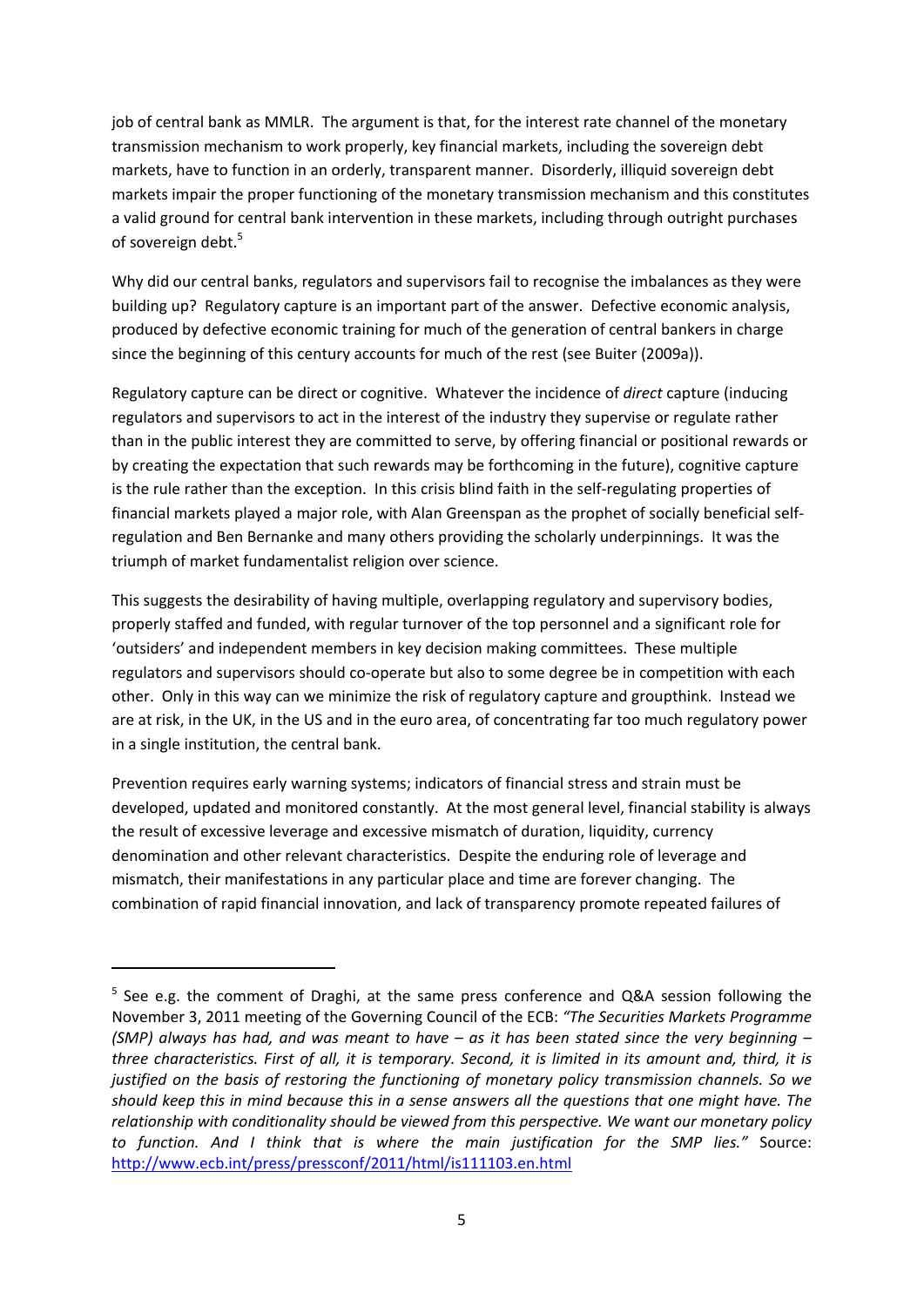job of central bank as MMLR. The argument is that, for the interest rate channel of the monetary transmission mechanism to work properly, key financial markets, including the sovereign debt markets, have to function in an orderly, transparent manner. Disorderly, illiquid sovereign debt markets impair the proper functioning of the monetary transmission mechanism and this constitutes a valid ground for central bank intervention in these markets, including through outright purchases of sovereign debt.[5]

Why did our central banks, regulators and supervisors fail to recognise the imbalances as they were building up? Regulatory capture is an important part of the answer. Defective economic analysis, produced by defective economic training for much of the generation of central bankers in charge since the beginning of this century accounts for much of the rest (see Buiter (2009a)).

Regulatory capture can be direct or cognitive. Whatever the incidence of *direct* capture (inducing regulators and supervisors to act in the interest of the industry they supervise or regulate rather than in the public interest they are committed to serve, by offering financial or positional rewards or by creating the expectation that such rewards may be forthcoming in the future), cognitive capture is the rule rather than the exception. In this crisis blind faith in the self-regulating properties of financial markets played a major role, with Alan Greenspan as the prophet of socially beneficial self-regulation and Ben Bernanke and many others providing the scholarly underpinnings. It was the triumph of market fundamentalist religion over science.

This suggests the desirability of having multiple, overlapping regulatory and supervisory bodies, properly staffed and funded, with regular turnover of the top personnel and a significant role for 'outsiders' and independent members in key decision making committees. These multiple regulators and supervisors should co-operate but also to some degree be in competition with each other. Only in this way can we minimize the risk of regulatory capture and groupthink. Instead we are at risk, in the UK, in the US and in the euro area, of concentrating far too much regulatory power in a single institution, the central bank.

Prevention requires early warning systems; indicators of financial stress and strain must be developed, updated and monitored constantly. At the most general level, financial stability is always the result of excessive leverage and excessive mismatch of duration, liquidity, currency denomination and other relevant characteristics. Despite the enduring role of leverage and mismatch, their manifestations in any particular place and time are forever changing. The combination of rapid financial innovation, and lack of transparency promote repeated failures of

---

[5] See e.g. the comment of Draghi, at the same press conference and Q&A session following the November 3, 2011 meeting of the Governing Council of the ECB: *"The Securities Markets Programme (SMP) always has had, and was meant to have – as it has been stated since the very beginning – three characteristics. First of all, it is temporary. Second, it is limited in its amount and, third, it is justified on the basis of restoring the functioning of monetary policy transmission channels. So we should keep this in mind because this in a sense answers all the questions that one might have. The relationship with conditionality should be viewed from this perspective. We want our monetary policy to function. And I think that is where the main justification for the SMP lies."* Source: http://www.ecb.int/press/pressconf/2011/html/is111103.en.html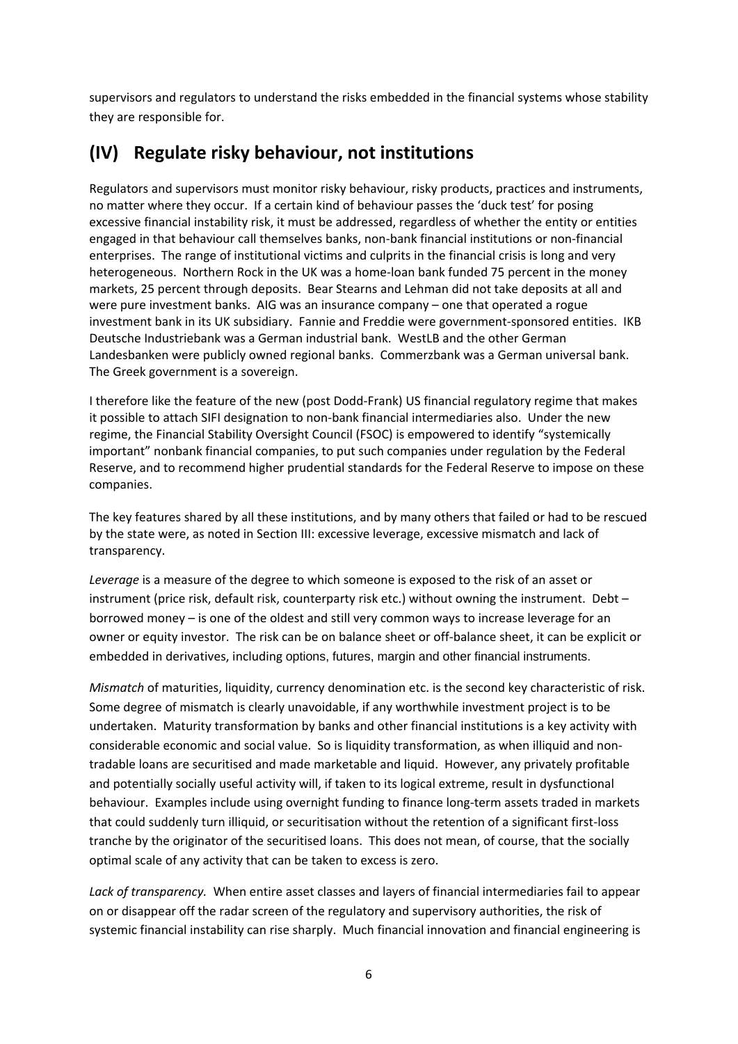supervisors and regulators to understand the risks embedded in the financial systems whose stability they are responsible for.

## (IV) Regulate risky behaviour, not institutions

Regulators and supervisors must monitor risky behaviour, risky products, practices and instruments, no matter where they occur. If a certain kind of behaviour passes the 'duck test' for posing excessive financial instability risk, it must be addressed, regardless of whether the entity or entities engaged in that behaviour call themselves banks, non-bank financial institutions or non-financial enterprises. The range of institutional victims and culprits in the financial crisis is long and very heterogeneous. Northern Rock in the UK was a home-loan bank funded 75 percent in the money markets, 25 percent through deposits. Bear Stearns and Lehman did not take deposits at all and were pure investment banks. AIG was an insurance company – one that operated a rogue investment bank in its UK subsidiary. Fannie and Freddie were government-sponsored entities. IKB Deutsche Industriebank was a German industrial bank. WestLB and the other German Landesbanken were publicly owned regional banks. Commerzbank was a German universal bank. The Greek government is a sovereign.

I therefore like the feature of the new (post Dodd-Frank) US financial regulatory regime that makes it possible to attach SIFI designation to non-bank financial intermediaries also. Under the new regime, the Financial Stability Oversight Council (FSOC) is empowered to identify "systemically important" nonbank financial companies, to put such companies under regulation by the Federal Reserve, and to recommend higher prudential standards for the Federal Reserve to impose on these companies.

The key features shared by all these institutions, and by many others that failed or had to be rescued by the state were, as noted in Section III: excessive leverage, excessive mismatch and lack of transparency.

*Leverage* is a measure of the degree to which someone is exposed to the risk of an asset or instrument (price risk, default risk, counterparty risk etc.) without owning the instrument. Debt – borrowed money – is one of the oldest and still very common ways to increase leverage for an owner or equity investor. The risk can be on balance sheet or off-balance sheet, it can be explicit or embedded in derivatives, including options, futures, margin and other financial instruments.

*Mismatch* of maturities, liquidity, currency denomination etc. is the second key characteristic of risk. Some degree of mismatch is clearly unavoidable, if any worthwhile investment project is to be undertaken. Maturity transformation by banks and other financial institutions is a key activity with considerable economic and social value. So is liquidity transformation, as when illiquid and non-tradable loans are securitised and made marketable and liquid. However, any privately profitable and potentially socially useful activity will, if taken to its logical extreme, result in dysfunctional behaviour. Examples include using overnight funding to finance long-term assets traded in markets that could suddenly turn illiquid, or securitisation without the retention of a significant first-loss tranche by the originator of the securitised loans. This does not mean, of course, that the socially optimal scale of any activity that can be taken to excess is zero.

*Lack of transparency.* When entire asset classes and layers of financial intermediaries fail to appear on or disappear off the radar screen of the regulatory and supervisory authorities, the risk of systemic financial instability can rise sharply. Much financial innovation and financial engineering is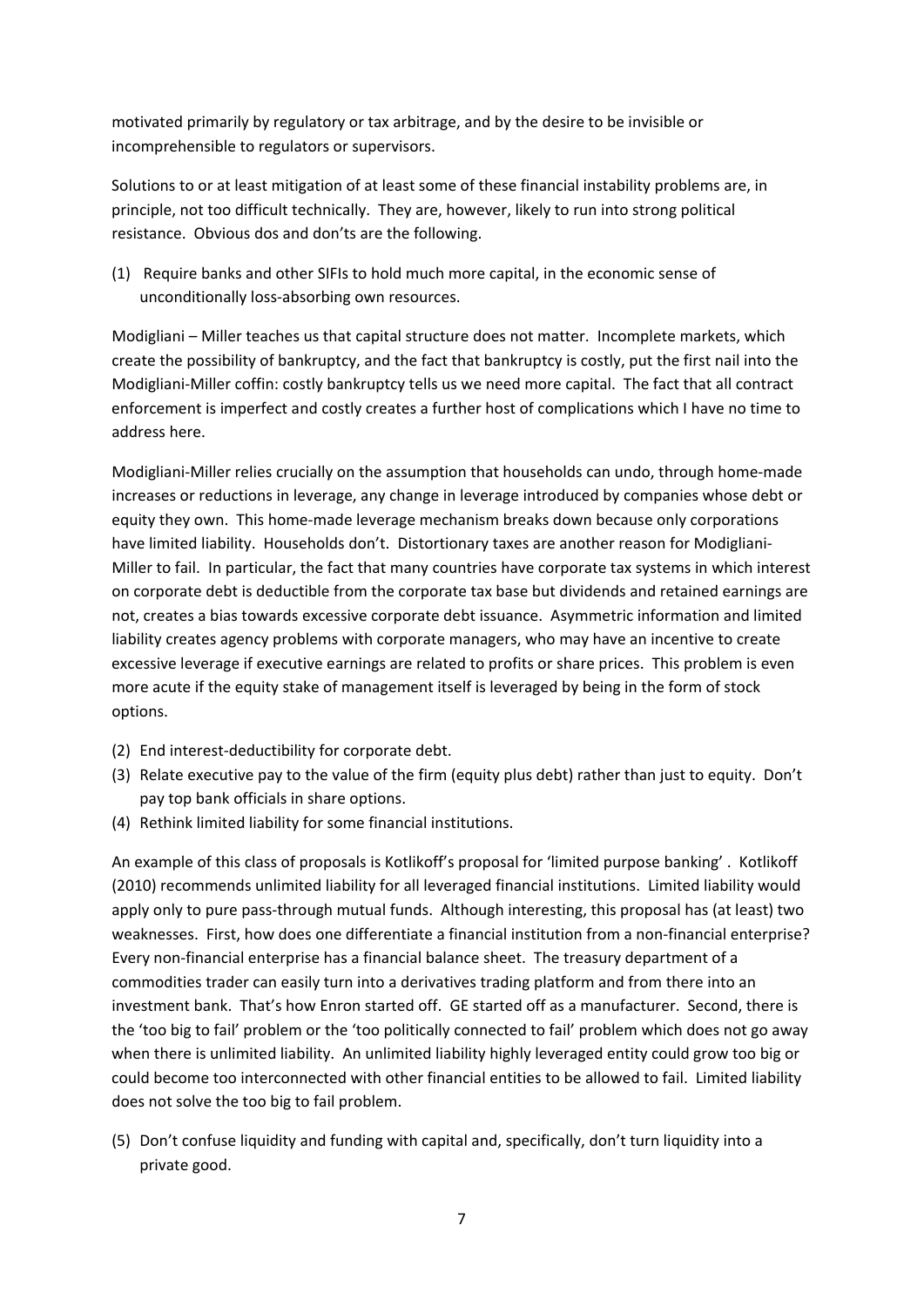motivated primarily by regulatory or tax arbitrage, and by the desire to be invisible or incomprehensible to regulators or supervisors.

Solutions to or at least mitigation of at least some of these financial instability problems are, in principle, not too difficult technically. They are, however, likely to run into strong political resistance. Obvious dos and don'ts are the following.

(1) Require banks and other SIFIs to hold much more capital, in the economic sense of unconditionally loss-absorbing own resources.

Modigliani – Miller teaches us that capital structure does not matter. Incomplete markets, which create the possibility of bankruptcy, and the fact that bankruptcy is costly, put the first nail into the Modigliani-Miller coffin: costly bankruptcy tells us we need more capital. The fact that all contract enforcement is imperfect and costly creates a further host of complications which I have no time to address here.

Modigliani-Miller relies crucially on the assumption that households can undo, through home-made increases or reductions in leverage, any change in leverage introduced by companies whose debt or equity they own. This home-made leverage mechanism breaks down because only corporations have limited liability. Households don't. Distortionary taxes are another reason for Modigliani-Miller to fail. In particular, the fact that many countries have corporate tax systems in which interest on corporate debt is deductible from the corporate tax base but dividends and retained earnings are not, creates a bias towards excessive corporate debt issuance. Asymmetric information and limited liability creates agency problems with corporate managers, who may have an incentive to create excessive leverage if executive earnings are related to profits or share prices. This problem is even more acute if the equity stake of management itself is leveraged by being in the form of stock options.

(2) End interest-deductibility for corporate debt.
(3) Relate executive pay to the value of the firm (equity plus debt) rather than just to equity. Don't pay top bank officials in share options.
(4) Rethink limited liability for some financial institutions.

An example of this class of proposals is Kotlikoff's proposal for 'limited purpose banking' . Kotlikoff (2010) recommends unlimited liability for all leveraged financial institutions. Limited liability would apply only to pure pass-through mutual funds. Although interesting, this proposal has (at least) two weaknesses. First, how does one differentiate a financial institution from a non-financial enterprise? Every non-financial enterprise has a financial balance sheet. The treasury department of a commodities trader can easily turn into a derivatives trading platform and from there into an investment bank. That's how Enron started off. GE started off as a manufacturer. Second, there is the 'too big to fail' problem or the 'too politically connected to fail' problem which does not go away when there is unlimited liability. An unlimited liability highly leveraged entity could grow too big or could become too interconnected with other financial entities to be allowed to fail. Limited liability does not solve the too big to fail problem.

(5) Don't confuse liquidity and funding with capital and, specifically, don't turn liquidity into a private good.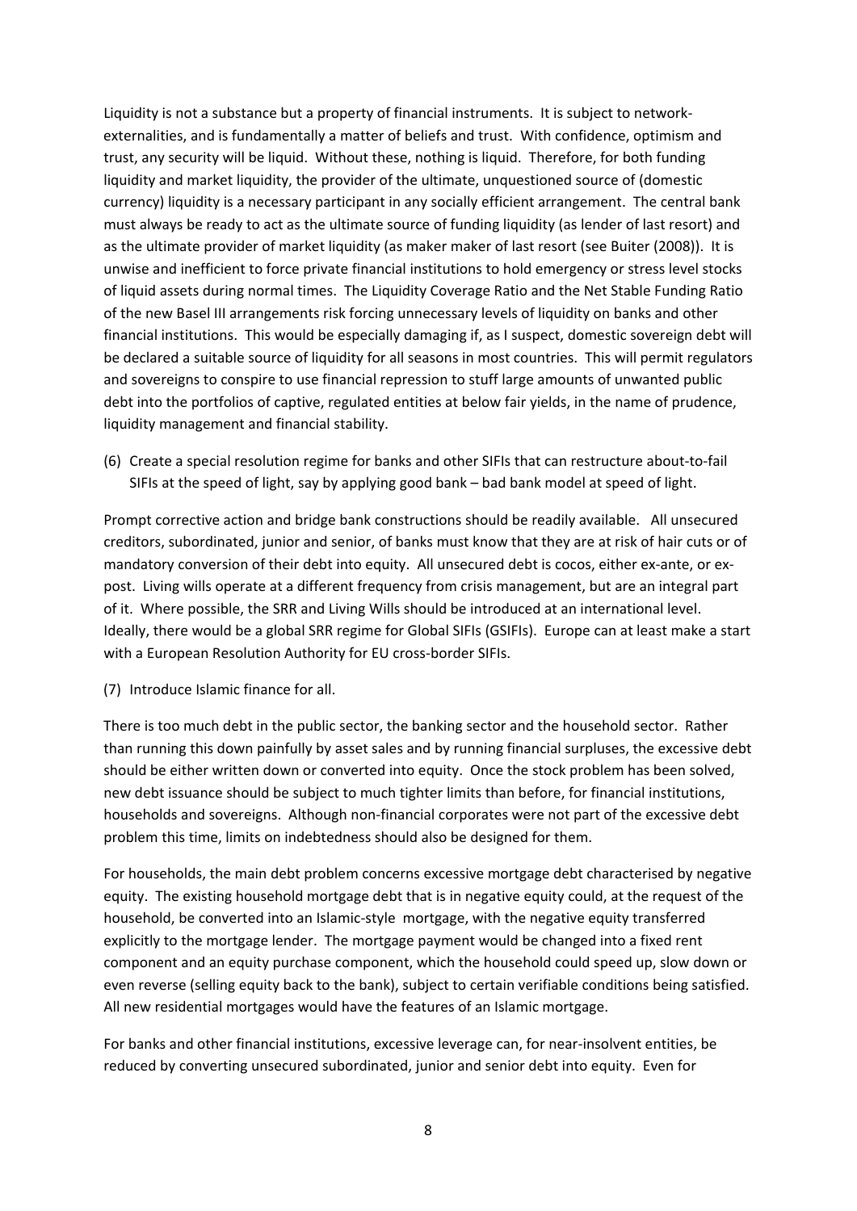Liquidity is not a substance but a property of financial instruments. It is subject to network-externalities, and is fundamentally a matter of beliefs and trust. With confidence, optimism and trust, any security will be liquid. Without these, nothing is liquid. Therefore, for both funding liquidity and market liquidity, the provider of the ultimate, unquestioned source of (domestic currency) liquidity is a necessary participant in any socially efficient arrangement. The central bank must always be ready to act as the ultimate source of funding liquidity (as lender of last resort) and as the ultimate provider of market liquidity (as maker maker of last resort (see Buiter (2008)). It is unwise and inefficient to force private financial institutions to hold emergency or stress level stocks of liquid assets during normal times. The Liquidity Coverage Ratio and the Net Stable Funding Ratio of the new Basel III arrangements risk forcing unnecessary levels of liquidity on banks and other financial institutions. This would be especially damaging if, as I suspect, domestic sovereign debt will be declared a suitable source of liquidity for all seasons in most countries. This will permit regulators and sovereigns to conspire to use financial repression to stuff large amounts of unwanted public debt into the portfolios of captive, regulated entities at below fair yields, in the name of prudence, liquidity management and financial stability.

(6) Create a special resolution regime for banks and other SIFIs that can restructure about-to-fail SIFIs at the speed of light, say by applying good bank – bad bank model at speed of light.

Prompt corrective action and bridge bank constructions should be readily available. All unsecured creditors, subordinated, junior and senior, of banks must know that they are at risk of hair cuts or of mandatory conversion of their debt into equity. All unsecured debt is cocos, either ex-ante, or ex-post. Living wills operate at a different frequency from crisis management, but are an integral part of it. Where possible, the SRR and Living Wills should be introduced at an international level. Ideally, there would be a global SRR regime for Global SIFIs (GSIFIs). Europe can at least make a start with a European Resolution Authority for EU cross-border SIFIs.

(7) Introduce Islamic finance for all.

There is too much debt in the public sector, the banking sector and the household sector. Rather than running this down painfully by asset sales and by running financial surpluses, the excessive debt should be either written down or converted into equity. Once the stock problem has been solved, new debt issuance should be subject to much tighter limits than before, for financial institutions, households and sovereigns. Although non-financial corporates were not part of the excessive debt problem this time, limits on indebtedness should also be designed for them.

For households, the main debt problem concerns excessive mortgage debt characterised by negative equity. The existing household mortgage debt that is in negative equity could, at the request of the household, be converted into an Islamic-style mortgage, with the negative equity transferred explicitly to the mortgage lender. The mortgage payment would be changed into a fixed rent component and an equity purchase component, which the household could speed up, slow down or even reverse (selling equity back to the bank), subject to certain verifiable conditions being satisfied. All new residential mortgages would have the features of an Islamic mortgage.

For banks and other financial institutions, excessive leverage can, for near-insolvent entities, be reduced by converting unsecured subordinated, junior and senior debt into equity. Even for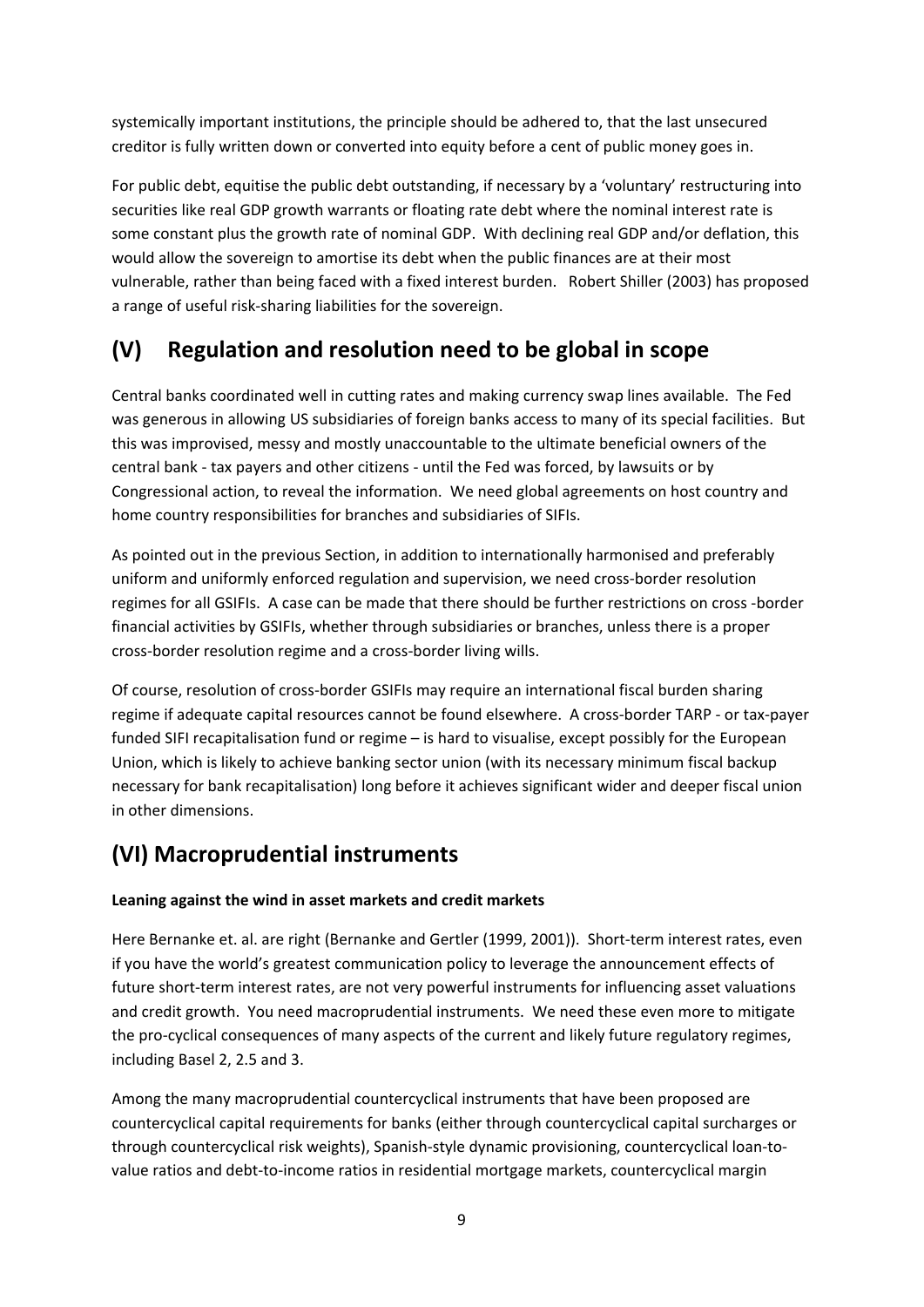systemically important institutions, the principle should be adhered to, that the last unsecured creditor is fully written down or converted into equity before a cent of public money goes in.

For public debt, equitise the public debt outstanding, if necessary by a 'voluntary' restructuring into securities like real GDP growth warrants or floating rate debt where the nominal interest rate is some constant plus the growth rate of nominal GDP. With declining real GDP and/or deflation, this would allow the sovereign to amortise its debt when the public finances are at their most vulnerable, rather than being faced with a fixed interest burden. Robert Shiller (2003) has proposed a range of useful risk-sharing liabilities for the sovereign.

## (V) Regulation and resolution need to be global in scope

Central banks coordinated well in cutting rates and making currency swap lines available. The Fed was generous in allowing US subsidiaries of foreign banks access to many of its special facilities. But this was improvised, messy and mostly unaccountable to the ultimate beneficial owners of the central bank - tax payers and other citizens - until the Fed was forced, by lawsuits or by Congressional action, to reveal the information. We need global agreements on host country and home country responsibilities for branches and subsidiaries of SIFIs.

As pointed out in the previous Section, in addition to internationally harmonised and preferably uniform and uniformly enforced regulation and supervision, we need cross-border resolution regimes for all GSIFIs. A case can be made that there should be further restrictions on cross -border financial activities by GSIFIs, whether through subsidiaries or branches, unless there is a proper cross-border resolution regime and a cross-border living wills.

Of course, resolution of cross-border GSIFIs may require an international fiscal burden sharing regime if adequate capital resources cannot be found elsewhere. A cross-border TARP - or tax-payer funded SIFI recapitalisation fund or regime – is hard to visualise, except possibly for the European Union, which is likely to achieve banking sector union (with its necessary minimum fiscal backup necessary for bank recapitalisation) long before it achieves significant wider and deeper fiscal union in other dimensions.

## (VI) Macroprudential instruments

**Leaning against the wind in asset markets and credit markets**

Here Bernanke et. al. are right (Bernanke and Gertler (1999, 2001)). Short-term interest rates, even if you have the world's greatest communication policy to leverage the announcement effects of future short-term interest rates, are not very powerful instruments for influencing asset valuations and credit growth. You need macroprudential instruments. We need these even more to mitigate the pro-cyclical consequences of many aspects of the current and likely future regulatory regimes, including Basel 2, 2.5 and 3.

Among the many macroprudential countercyclical instruments that have been proposed are countercyclical capital requirements for banks (either through countercyclical capital surcharges or through countercyclical risk weights), Spanish-style dynamic provisioning, countercyclical loan-to-value ratios and debt-to-income ratios in residential mortgage markets, countercyclical margin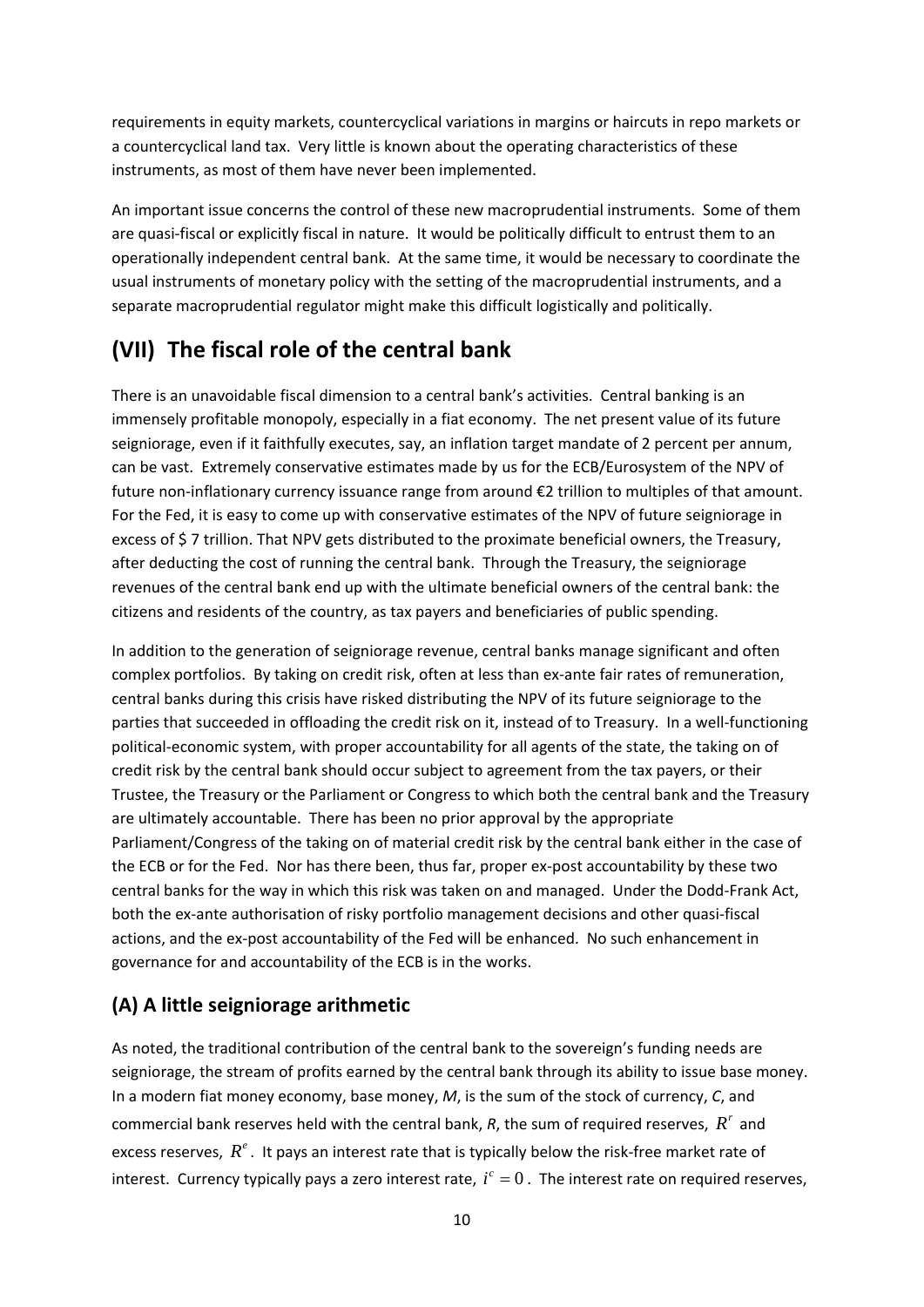requirements in equity markets, countercyclical variations in margins or haircuts in repo markets or a countercyclical land tax. Very little is known about the operating characteristics of these instruments, as most of them have never been implemented.

An important issue concerns the control of these new macroprudential instruments. Some of them are quasi-fiscal or explicitly fiscal in nature. It would be politically difficult to entrust them to an operationally independent central bank. At the same time, it would be necessary to coordinate the usual instruments of monetary policy with the setting of the macroprudential instruments, and a separate macroprudential regulator might make this difficult logistically and politically.

## (VII) The fiscal role of the central bank

There is an unavoidable fiscal dimension to a central bank's activities. Central banking is an immensely profitable monopoly, especially in a fiat economy. The net present value of its future seigniorage, even if it faithfully executes, say, an inflation target mandate of 2 percent per annum, can be vast. Extremely conservative estimates made by us for the ECB/Eurosystem of the NPV of future non-inflationary currency issuance range from around €2 trillion to multiples of that amount. For the Fed, it is easy to come up with conservative estimates of the NPV of future seigniorage in excess of $ 7 trillion. That NPV gets distributed to the proximate beneficial owners, the Treasury, after deducting the cost of running the central bank. Through the Treasury, the seigniorage revenues of the central bank end up with the ultimate beneficial owners of the central bank: the citizens and residents of the country, as tax payers and beneficiaries of public spending.

In addition to the generation of seigniorage revenue, central banks manage significant and often complex portfolios. By taking on credit risk, often at less than ex-ante fair rates of remuneration, central banks during this crisis have risked distributing the NPV of its future seigniorage to the parties that succeeded in offloading the credit risk on it, instead of to Treasury. In a well-functioning political-economic system, with proper accountability for all agents of the state, the taking on of credit risk by the central bank should occur subject to agreement from the tax payers, or their Trustee, the Treasury or the Parliament or Congress to which both the central bank and the Treasury are ultimately accountable. There has been no prior approval by the appropriate Parliament/Congress of the taking on of material credit risk by the central bank either in the case of the ECB or for the Fed. Nor has there been, thus far, proper ex-post accountability by these two central banks for the way in which this risk was taken on and managed. Under the Dodd-Frank Act, both the ex-ante authorisation of risky portfolio management decisions and other quasi-fiscal actions, and the ex-post accountability of the Fed will be enhanced. No such enhancement in governance for and accountability of the ECB is in the works.

### (A) A little seigniorage arithmetic

As noted, the traditional contribution of the central bank to the sovereign's funding needs are seigniorage, the stream of profits earned by the central bank through its ability to issue base money. In a modern fiat money economy, base money, $M$, is the sum of the stock of currency, $C$, and commercial bank reserves held with the central bank, $R$, the sum of required reserves, $R^r$ and excess reserves, $R^e$. It pays an interest rate that is typically below the risk-free market rate of interest. Currency typically pays a zero interest rate, $i^c = 0$. The interest rate on required reserves,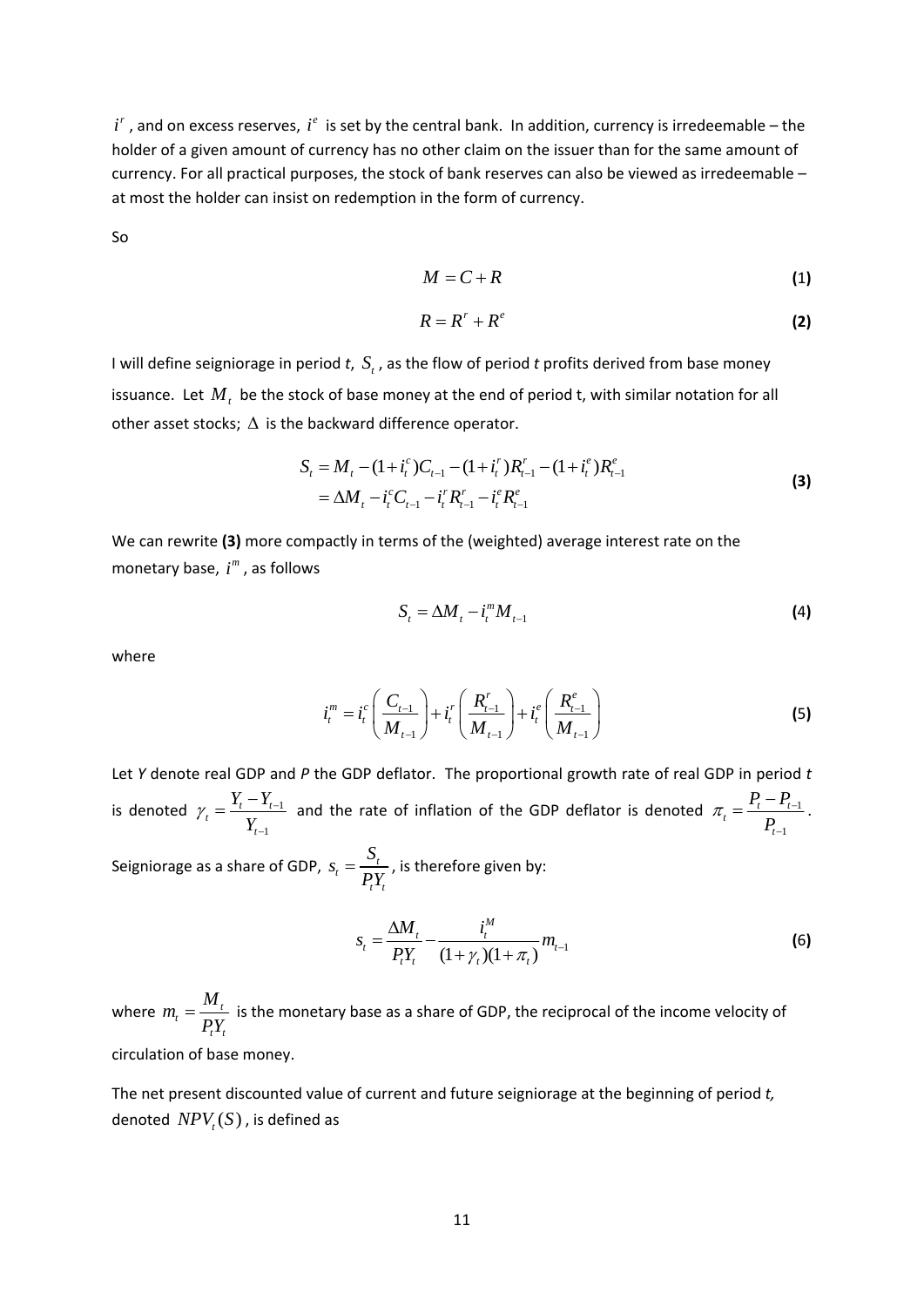$i^r$ , and on excess reserves, $i^e$ is set by the central bank. In addition, currency is irredeemable – the holder of a given amount of currency has no other claim on the issuer than for the same amount of currency. For all practical purposes, the stock of bank reserves can also be viewed as irredeemable – at most the holder can insist on redemption in the form of currency.

So

$$M = C + R \tag{1}$$

$$R = R^r + R^e \tag{2}$$

I will define seigniorage in period *t*, $S_t$ , as the flow of period *t* profits derived from base money issuance. Let $M_t$ be the stock of base money at the end of period t, with similar notation for all other asset stocks; $\Delta$ is the backward difference operator.

$$\begin{aligned} S_t &= M_t - (1+i_t^c)C_{t-1} - (1+i_t^r)R_{t-1}^r - (1+i_t^e)R_{t-1}^e \\ &= \Delta M_t - i_t^c C_{t-1} - i_t^r R_{t-1}^r - i_t^e R_{t-1}^e \end{aligned} \tag{3}$$

We can rewrite **(3)** more compactly in terms of the (weighted) average interest rate on the monetary base, $i^m$ , as follows

$$S_t = \Delta M_t - i_t^m M_{t-1} \tag{4}$$

where

$$i_t^m = i_t^c \left( \frac{C_{t-1}}{M_{t-1}} \right) + i_t^r \left( \frac{R_{t-1}^r}{M_{t-1}} \right) + i_t^e \left( \frac{R_{t-1}^e}{M_{t-1}} \right) \tag{5}$$

Let *Y* denote real GDP and *P* the GDP deflator. The proportional growth rate of real GDP in period *t* is denoted $\gamma_t = \dfrac{Y_t - Y_{t-1}}{Y_{t-1}}$ and the rate of inflation of the GDP deflator is denoted $\pi_t = \dfrac{P_t - P_{t-1}}{P_{t-1}}$.

Seigniorage as a share of GDP, $s_t = \dfrac{S_t}{P_t Y_t}$, is therefore given by:

$$s_t = \frac{\Delta M_t}{P_t Y_t} - \frac{i_t^M}{(1+\gamma_t)(1+\pi_t)} m_{t-1} \tag{6}$$

where $m_t = \dfrac{M_t}{P_t Y_t}$ is the monetary base as a share of GDP, the reciprocal of the income velocity of circulation of base money.

The net present discounted value of current and future seigniorage at the beginning of period *t,* denoted $NPV_t(S)$ , is defined as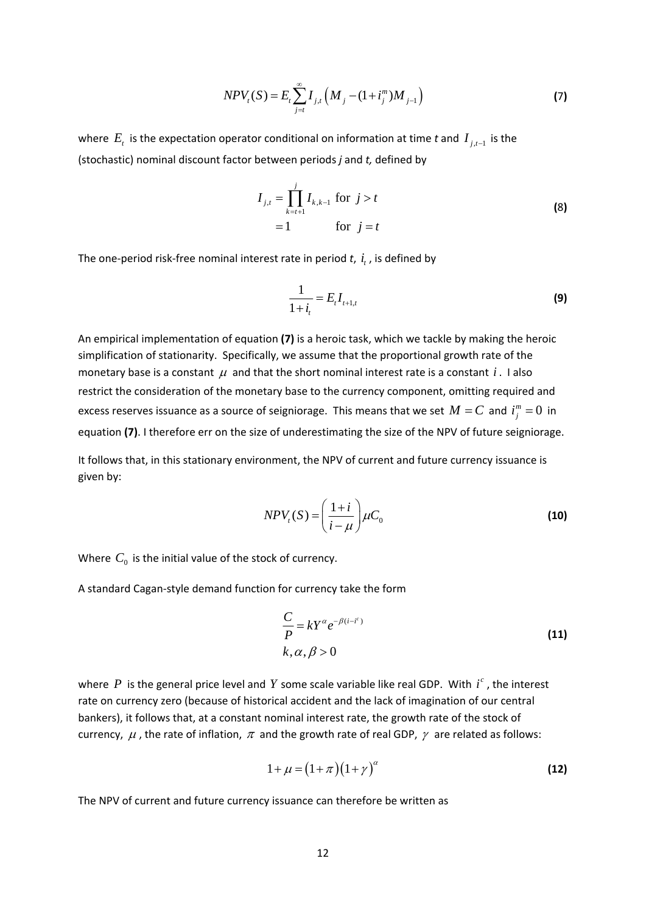$$NPV_t(S) = E_t \sum_{j=t}^{\infty} I_{j,t} \left( M_j - (1+i_j^m) M_{j-1} \right) \tag{7}$$

where $E_t$ is the expectation operator conditional on information at time *t* and $I_{j,t-1}$ is the (stochastic) nominal discount factor between periods *j* and *t,* defined by

$$\begin{aligned} I_{j,t} &= \prod_{k=t+1}^{j} I_{k,k-1} \text{ for } j > t \\ &= 1 \qquad\qquad \text{for } j = t \end{aligned} \tag{8}$$

The one-period risk-free nominal interest rate in period *t*, $i_t$, is defined by

$$\frac{1}{1+i_t} = E_t I_{t+1,t} \tag{9}$$

An empirical implementation of equation **(7)** is a heroic task, which we tackle by making the heroic simplification of stationarity. Specifically, we assume that the proportional growth rate of the monetary base is a constant $\mu$ and that the short nominal interest rate is a constant $i$. I also restrict the consideration of the monetary base to the currency component, omitting required and excess reserves issuance as a source of seigniorage. This means that we set $M = C$ and $i_j^m = 0$ in equation **(7)**. I therefore err on the size of underestimating the size of the NPV of future seigniorage.

It follows that, in this stationary environment, the NPV of current and future currency issuance is given by:

$$NPV_t(S) = \left( \frac{1+i}{i-\mu} \right) \mu C_0 \tag{10}$$

Where $C_0$ is the initial value of the stock of currency.

A standard Cagan-style demand function for currency take the form

$$\begin{aligned} \frac{C}{P} &= kY^{\alpha} e^{-\beta(i-i^c)} \\ k, \alpha, \beta &> 0 \end{aligned} \tag{11}$$

where $P$ is the general price level and $Y$ some scale variable like real GDP. With $i^c$, the interest rate on currency zero (because of historical accident and the lack of imagination of our central bankers), it follows that, at a constant nominal interest rate, the growth rate of the stock of currency, $\mu$, the rate of inflation, $\pi$ and the growth rate of real GDP, $\gamma$ are related as follows:

$$1+\mu = (1+\pi)(1+\gamma)^{\alpha} \tag{12}$$

The NPV of current and future currency issuance can therefore be written as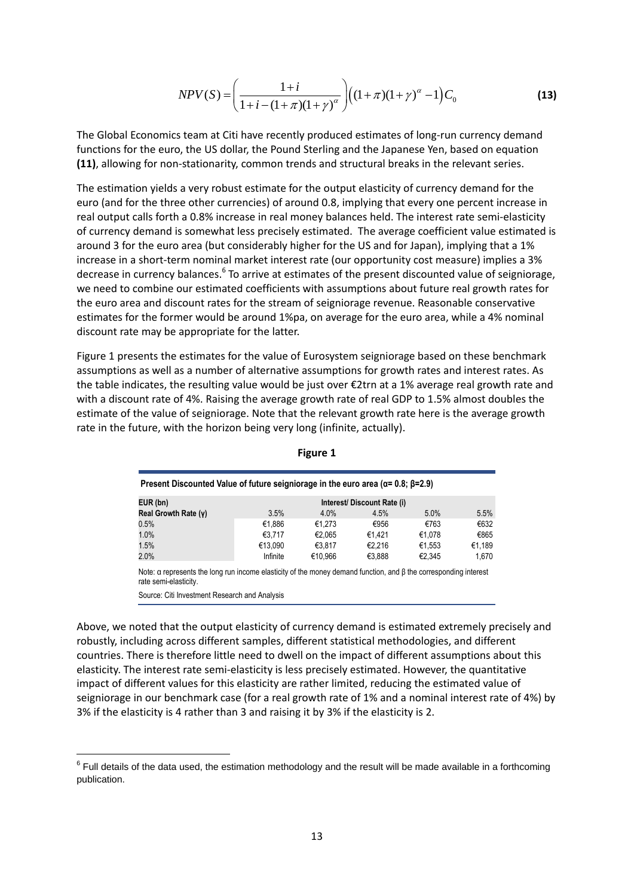$$NPV(S) = \left( \frac{1+i}{1+i-(1+\pi)(1+\gamma)^{\alpha}} \right) \left( (1+\pi)(1+\gamma)^{\alpha} - 1 \right) C_0 \qquad \textbf{(13)}$$

The Global Economics team at Citi have recently produced estimates of long-run currency demand functions for the euro, the US dollar, the Pound Sterling and the Japanese Yen, based on equation **(11)**, allowing for non-stationarity, common trends and structural breaks in the relevant series.

The estimation yields a very robust estimate for the output elasticity of currency demand for the euro (and for the three other currencies) of around 0.8, implying that every one percent increase in real output calls forth a 0.8% increase in real money balances held. The interest rate semi-elasticity of currency demand is somewhat less precisely estimated. The average coefficient value estimated is around 3 for the euro area (but considerably higher for the US and for Japan), implying that a 1% increase in a short-term nominal market interest rate (our opportunity cost measure) implies a 3% decrease in currency balances.[6] To arrive at estimates of the present discounted value of seigniorage, we need to combine our estimated coefficients with assumptions about future real growth rates for the euro area and discount rates for the stream of seigniorage revenue. Reasonable conservative estimates for the former would be around 1%pa, on average for the euro area, while a 4% nominal discount rate may be appropriate for the latter.

Figure 1 presents the estimates for the value of Eurosystem seigniorage based on these benchmark assumptions as well as a number of alternative assumptions for growth rates and interest rates. As the table indicates, the resulting value would be just over €2trn at a 1% average real growth rate and with a discount rate of 4%. Raising the average growth rate of real GDP to 1.5% almost doubles the estimate of the value of seigniorage. Note that the relevant growth rate here is the average growth rate in the future, with the horizon being very long (infinite, actually).

**Figure 1**

**Present Discounted Value of future seigniorage in the euro area ($\alpha$= 0.8; $\beta$=2.9)**

| EUR (bn) | Interest/ Discount Rate (i) | | | | |
|---|---|---|---|---|---|
| Real Growth Rate ($\gamma$) | 3.5% | 4.0% | 4.5% | 5.0% | 5.5% |
| 0.5% | €1,886 | €1,273 | €956 | €763 | €632 |
| 1.0% | €3,717 | €2,065 | €1,421 | €1,078 | €865 |
| 1.5% | €13,090 | €3,817 | €2,216 | €1,553 | €1,189 |
| 2.0% | Infinite | €10,966 | €3,888 | €2,345 | 1,670 |

Note: $\alpha$ represents the long run income elasticity of the money demand function, and $\beta$ the corresponding interest rate semi-elasticity.

Source: Citi Investment Research and Analysis

Above, we noted that the output elasticity of currency demand is estimated extremely precisely and robustly, including across different samples, different statistical methodologies, and different countries. There is therefore little need to dwell on the impact of different assumptions about this elasticity. The interest rate semi-elasticity is less precisely estimated. However, the quantitative impact of different values for this elasticity are rather limited, reducing the estimated value of seigniorage in our benchmark case (for a real growth rate of 1% and a nominal interest rate of 4%) by 3% if the elasticity is 4 rather than 3 and raising it by 3% if the elasticity is 2.

---

[6] Full details of the data used, the estimation methodology and the result will be made available in a forthcoming publication.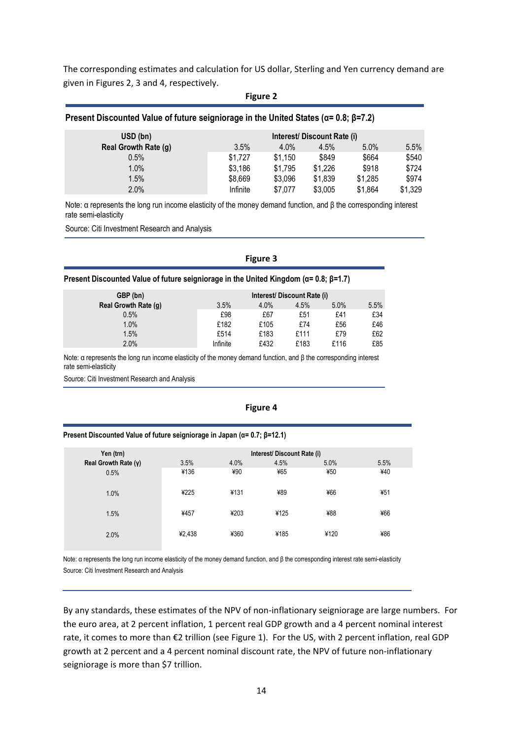The corresponding estimates and calculation for US dollar, Sterling and Yen currency demand are given in Figures 2, 3 and 4, respectively.

**Figure 2**

**Present Discounted Value of future seigniorage in the United States (α= 0.8; β=7.2)**

| USD (bn) | Interest/ Discount Rate (i) | | | | |
|---|---|---|---|---|---|
| Real Growth Rate (g) | 3.5% | 4.0% | 4.5% | 5.0% | 5.5% |
| 0.5% | \$1,727 | \$1,150 | \$849 | \$664 | \$540 |
| 1.0% | \$3,186 | \$1,795 | \$1,226 | \$918 | \$724 |
| 1.5% | \$8,669 | \$3,096 | \$1,839 | \$1,285 | \$974 |
| 2.0% | Infinite | \$7,077 | \$3,005 | \$1,864 | \$1,329 |

Note: α represents the long run income elasticity of the money demand function, and β the corresponding interest rate semi-elasticity

Source: Citi Investment Research and Analysis

**Figure 3**

**Present Discounted Value of future seigniorage in the United Kingdom (α= 0.8; β=1.7)**

| GBP (bn) | Interest/ Discount Rate (i) | | | | |
|---|---|---|---|---|---|
| Real Growth Rate (g) | 3.5% | 4.0% | 4.5% | 5.0% | 5.5% |
| 0.5% | £98 | £67 | £51 | £41 | £34 |
| 1.0% | £182 | £105 | £74 | £56 | £46 |
| 1.5% | £514 | £183 | £111 | £79 | £62 |
| 2.0% | Infinite | £432 | £183 | £116 | £85 |

Note: α represents the long run income elasticity of the money demand function, and β the corresponding interest rate semi-elasticity

Source: Citi Investment Research and Analysis

**Figure 4**

**Present Discounted Value of future seigniorage in Japan (α= 0.7; β=12.1)**

| Yen (trn) | Interest/ Discount Rate (i) | | | | |
|---|---|---|---|---|---|
| Real Growth Rate (γ) | 3.5% | 4.0% | 4.5% | 5.0% | 5.5% |
| 0.5% | ¥136 | ¥90 | ¥65 | ¥50 | ¥40 |
| 1.0% | ¥225 | ¥131 | ¥89 | ¥66 | ¥51 |
| 1.5% | ¥457 | ¥203 | ¥125 | ¥88 | ¥66 |
| 2.0% | ¥2,438 | ¥360 | ¥185 | ¥120 | ¥86 |

Note: α represents the long run income elasticity of the money demand function, and β the corresponding interest rate semi-elasticity

Source: Citi Investment Research and Analysis

By any standards, these estimates of the NPV of non-inflationary seigniorage are large numbers. For the euro area, at 2 percent inflation, 1 percent real GDP growth and a 4 percent nominal interest rate, it comes to more than €2 trillion (see Figure 1). For the US, with 2 percent inflation, real GDP growth at 2 percent and a 4 percent nominal discount rate, the NPV of future non-inflationary seigniorage is more than \$7 trillion.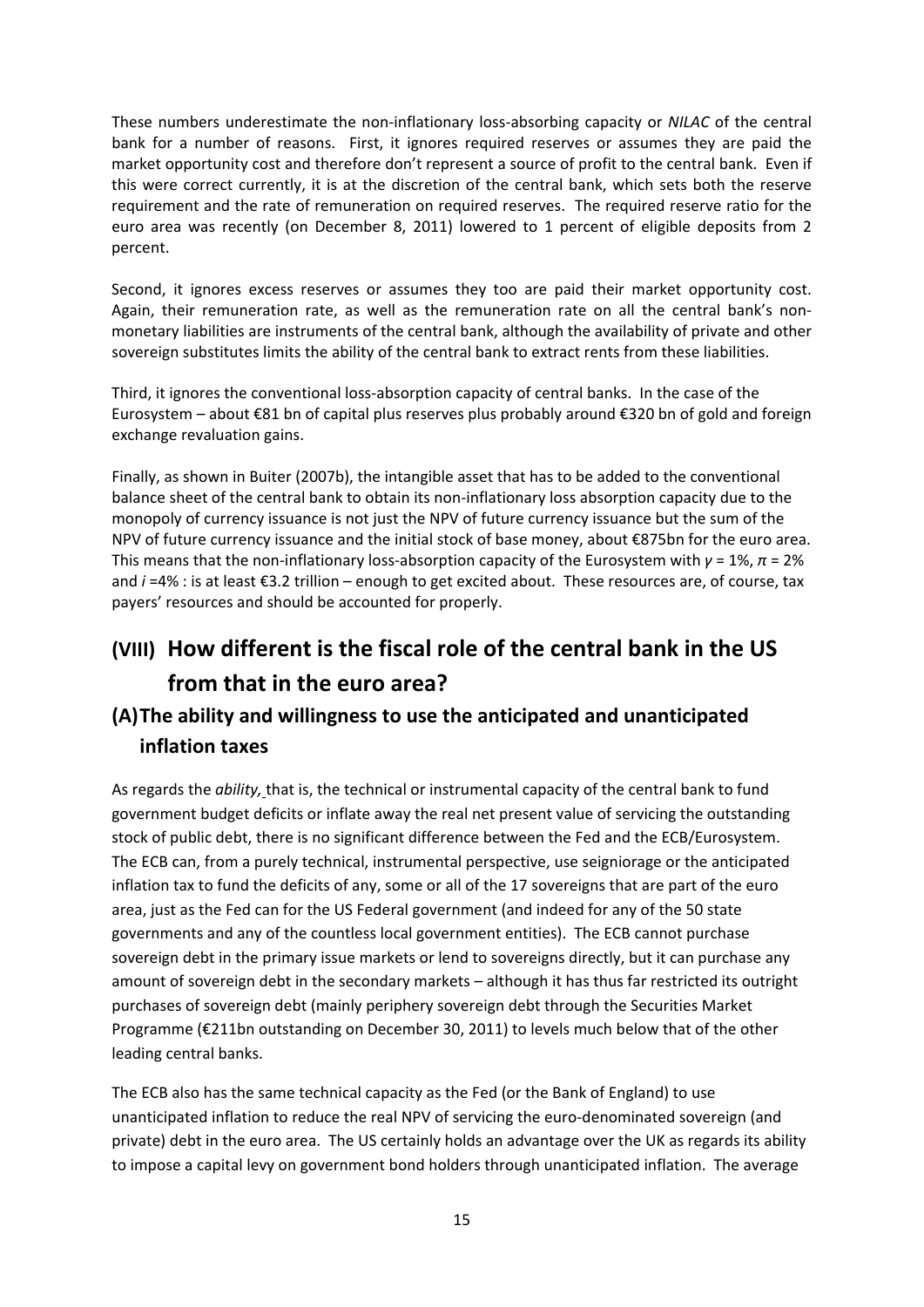These numbers underestimate the non-inflationary loss-absorbing capacity or *NILAC* of the central bank for a number of reasons. First, it ignores required reserves or assumes they are paid the market opportunity cost and therefore don't represent a source of profit to the central bank. Even if this were correct currently, it is at the discretion of the central bank, which sets both the reserve requirement and the rate of remuneration on required reserves. The required reserve ratio for the euro area was recently (on December 8, 2011) lowered to 1 percent of eligible deposits from 2 percent.

Second, it ignores excess reserves or assumes they too are paid their market opportunity cost. Again, their remuneration rate, as well as the remuneration rate on all the central bank's non-monetary liabilities are instruments of the central bank, although the availability of private and other sovereign substitutes limits the ability of the central bank to extract rents from these liabilities.

Third, it ignores the conventional loss-absorption capacity of central banks. In the case of the Eurosystem – about €81 bn of capital plus reserves plus probably around €320 bn of gold and foreign exchange revaluation gains.

Finally, as shown in Buiter (2007b), the intangible asset that has to be added to the conventional balance sheet of the central bank to obtain its non-inflationary loss absorption capacity due to the monopoly of currency issuance is not just the NPV of future currency issuance but the sum of the NPV of future currency issuance and the initial stock of base money, about €875bn for the euro area. This means that the non-inflationary loss-absorption capacity of the Eurosystem with $\gamma = 1\%$, $\pi = 2\%$ and $i = 4\%$ : is at least €3.2 trillion – enough to get excited about. These resources are, of course, tax payers' resources and should be accounted for properly.

## (VIII) How different is the fiscal role of the central bank in the US from that in the euro area?

### (A) The ability and willingness to use the anticipated and unanticipated inflation taxes

As regards the *ability,* that is, the technical or instrumental capacity of the central bank to fund government budget deficits or inflate away the real net present value of servicing the outstanding stock of public debt, there is no significant difference between the Fed and the ECB/Eurosystem. The ECB can, from a purely technical, instrumental perspective, use seigniorage or the anticipated inflation tax to fund the deficits of any, some or all of the 17 sovereigns that are part of the euro area, just as the Fed can for the US Federal government (and indeed for any of the 50 state governments and any of the countless local government entities). The ECB cannot purchase sovereign debt in the primary issue markets or lend to sovereigns directly, but it can purchase any amount of sovereign debt in the secondary markets – although it has thus far restricted its outright purchases of sovereign debt (mainly periphery sovereign debt through the Securities Market Programme (€211bn outstanding on December 30, 2011) to levels much below that of the other leading central banks.

The ECB also has the same technical capacity as the Fed (or the Bank of England) to use unanticipated inflation to reduce the real NPV of servicing the euro-denominated sovereign (and private) debt in the euro area. The US certainly holds an advantage over the UK as regards its ability to impose a capital levy on government bond holders through unanticipated inflation. The average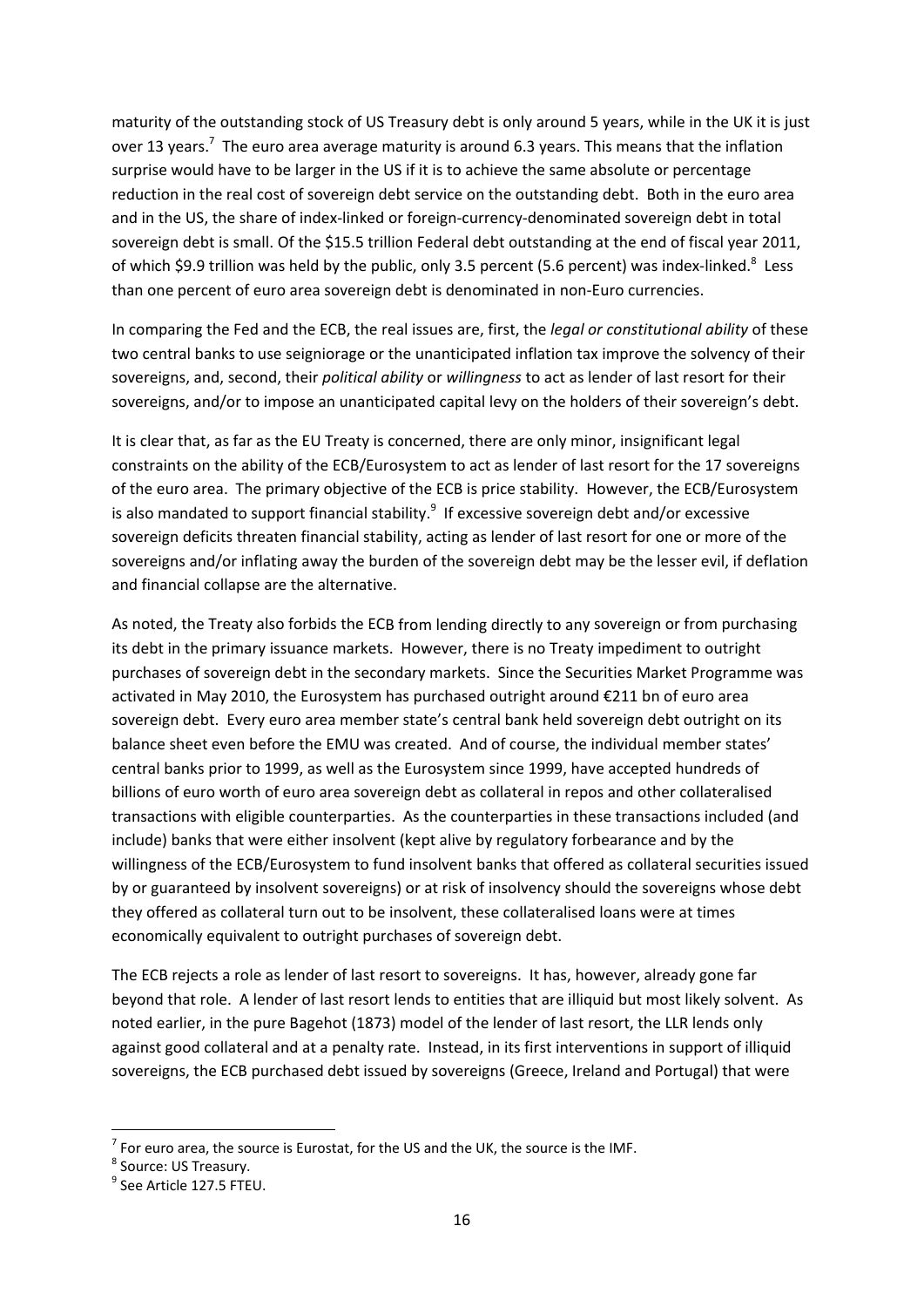maturity of the outstanding stock of US Treasury debt is only around 5 years, while in the UK it is just over 13 years.[7] The euro area average maturity is around 6.3 years. This means that the inflation surprise would have to be larger in the US if it is to achieve the same absolute or percentage reduction in the real cost of sovereign debt service on the outstanding debt. Both in the euro area and in the US, the share of index-linked or foreign-currency-denominated sovereign debt in total sovereign debt is small. Of the $15.5 trillion Federal debt outstanding at the end of fiscal year 2011, of which $9.9 trillion was held by the public, only 3.5 percent (5.6 percent) was index-linked.[8] Less than one percent of euro area sovereign debt is denominated in non-Euro currencies.

In comparing the Fed and the ECB, the real issues are, first, the *legal or constitutional ability* of these two central banks to use seigniorage or the unanticipated inflation tax improve the solvency of their sovereigns, and, second, their *political ability* or *willingness* to act as lender of last resort for their sovereigns, and/or to impose an unanticipated capital levy on the holders of their sovereign's debt.

It is clear that, as far as the EU Treaty is concerned, there are only minor, insignificant legal constraints on the ability of the ECB/Eurosystem to act as lender of last resort for the 17 sovereigns of the euro area. The primary objective of the ECB is price stability. However, the ECB/Eurosystem is also mandated to support financial stability.[9] If excessive sovereign debt and/or excessive sovereign deficits threaten financial stability, acting as lender of last resort for one or more of the sovereigns and/or inflating away the burden of the sovereign debt may be the lesser evil, if deflation and financial collapse are the alternative.

As noted, the Treaty also forbids the ECB from lending directly to any sovereign or from purchasing its debt in the primary issuance markets. However, there is no Treaty impediment to outright purchases of sovereign debt in the secondary markets. Since the Securities Market Programme was activated in May 2010, the Eurosystem has purchased outright around €211 bn of euro area sovereign debt. Every euro area member state's central bank held sovereign debt outright on its balance sheet even before the EMU was created. And of course, the individual member states' central banks prior to 1999, as well as the Eurosystem since 1999, have accepted hundreds of billions of euro worth of euro area sovereign debt as collateral in repos and other collateralised transactions with eligible counterparties. As the counterparties in these transactions included (and include) banks that were either insolvent (kept alive by regulatory forbearance and by the willingness of the ECB/Eurosystem to fund insolvent banks that offered as collateral securities issued by or guaranteed by insolvent sovereigns) or at risk of insolvency should the sovereigns whose debt they offered as collateral turn out to be insolvent, these collateralised loans were at times economically equivalent to outright purchases of sovereign debt.

The ECB rejects a role as lender of last resort to sovereigns. It has, however, already gone far beyond that role. A lender of last resort lends to entities that are illiquid but most likely solvent. As noted earlier, in the pure Bagehot (1873) model of the lender of last resort, the LLR lends only against good collateral and at a penalty rate. Instead, in its first interventions in support of illiquid sovereigns, the ECB purchased debt issued by sovereigns (Greece, Ireland and Portugal) that were

---

[7] For euro area, the source is Eurostat, for the US and the UK, the source is the IMF.

[8] Source: US Treasury.

[9] See Article 127.5 FTEU.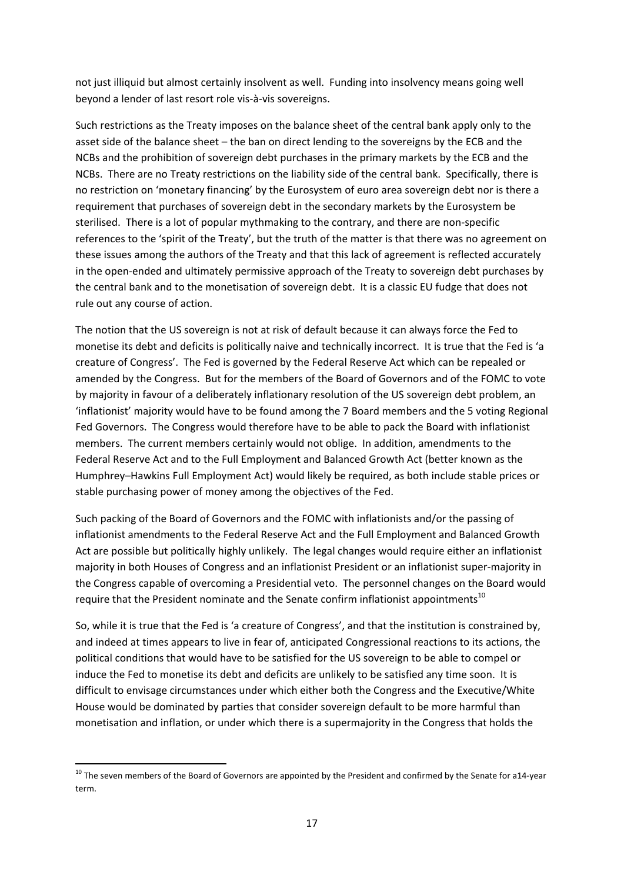not just illiquid but almost certainly insolvent as well. Funding into insolvency means going well beyond a lender of last resort role vis-à-vis sovereigns.

Such restrictions as the Treaty imposes on the balance sheet of the central bank apply only to the asset side of the balance sheet – the ban on direct lending to the sovereigns by the ECB and the NCBs and the prohibition of sovereign debt purchases in the primary markets by the ECB and the NCBs. There are no Treaty restrictions on the liability side of the central bank. Specifically, there is no restriction on 'monetary financing' by the Eurosystem of euro area sovereign debt nor is there a requirement that purchases of sovereign debt in the secondary markets by the Eurosystem be sterilised. There is a lot of popular mythmaking to the contrary, and there are non-specific references to the 'spirit of the Treaty', but the truth of the matter is that there was no agreement on these issues among the authors of the Treaty and that this lack of agreement is reflected accurately in the open-ended and ultimately permissive approach of the Treaty to sovereign debt purchases by the central bank and to the monetisation of sovereign debt. It is a classic EU fudge that does not rule out any course of action.

The notion that the US sovereign is not at risk of default because it can always force the Fed to monetise its debt and deficits is politically naive and technically incorrect. It is true that the Fed is 'a creature of Congress'. The Fed is governed by the Federal Reserve Act which can be repealed or amended by the Congress. But for the members of the Board of Governors and of the FOMC to vote by majority in favour of a deliberately inflationary resolution of the US sovereign debt problem, an 'inflationist' majority would have to be found among the 7 Board members and the 5 voting Regional Fed Governors. The Congress would therefore have to be able to pack the Board with inflationist members. The current members certainly would not oblige. In addition, amendments to the Federal Reserve Act and to the Full Employment and Balanced Growth Act (better known as the Humphrey–Hawkins Full Employment Act) would likely be required, as both include stable prices or stable purchasing power of money among the objectives of the Fed.

Such packing of the Board of Governors and the FOMC with inflationists and/or the passing of inflationist amendments to the Federal Reserve Act and the Full Employment and Balanced Growth Act are possible but politically highly unlikely. The legal changes would require either an inflationist majority in both Houses of Congress and an inflationist President or an inflationist super-majority in the Congress capable of overcoming a Presidential veto. The personnel changes on the Board would require that the President nominate and the Senate confirm inflationist appointments[10]

So, while it is true that the Fed is 'a creature of Congress', and that the institution is constrained by, and indeed at times appears to live in fear of, anticipated Congressional reactions to its actions, the political conditions that would have to be satisfied for the US sovereign to be able to compel or induce the Fed to monetise its debt and deficits are unlikely to be satisfied any time soon. It is difficult to envisage circumstances under which either both the Congress and the Executive/White House would be dominated by parties that consider sovereign default to be more harmful than monetisation and inflation, or under which there is a supermajority in the Congress that holds the

[10] The seven members of the Board of Governors are appointed by the President and confirmed by the Senate for a14-year term.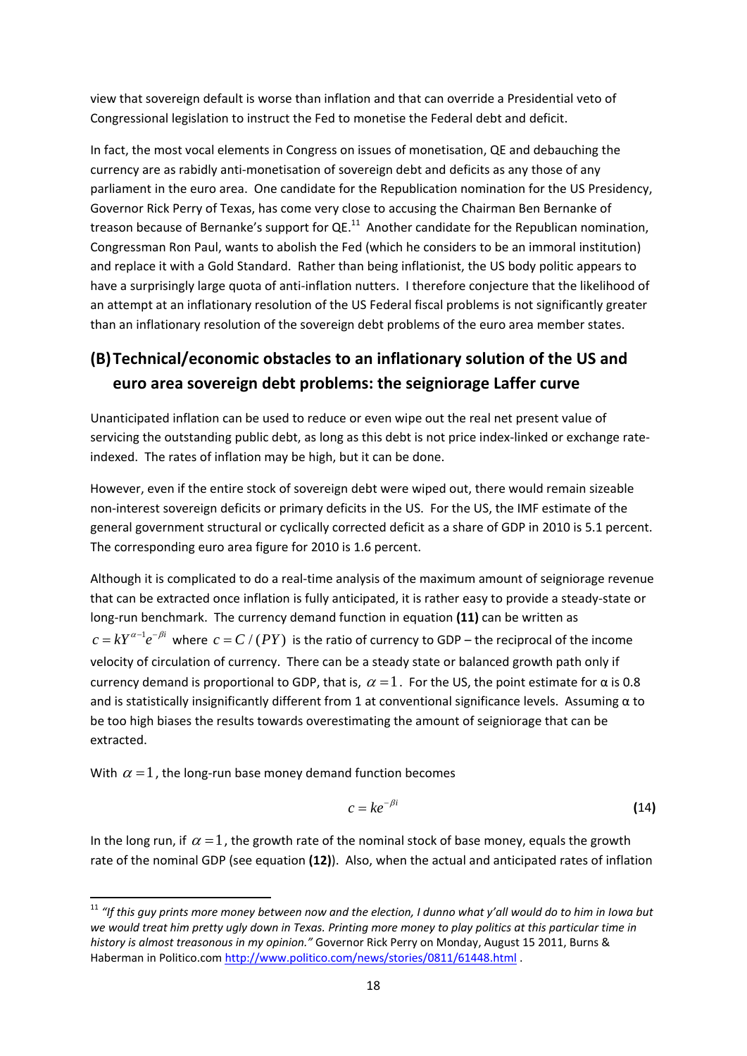view that sovereign default is worse than inflation and that can override a Presidential veto of Congressional legislation to instruct the Fed to monetise the Federal debt and deficit.

In fact, the most vocal elements in Congress on issues of monetisation, QE and debauching the currency are as rabidly anti-monetisation of sovereign debt and deficits as any those of any parliament in the euro area. One candidate for the Republication nomination for the US Presidency, Governor Rick Perry of Texas, has come very close to accusing the Chairman Ben Bernanke of treason because of Bernanke's support for QE.[11] Another candidate for the Republican nomination, Congressman Ron Paul, wants to abolish the Fed (which he considers to be an immoral institution) and replace it with a Gold Standard. Rather than being inflationist, the US body politic appears to have a surprisingly large quota of anti-inflation nutters. I therefore conjecture that the likelihood of an attempt at an inflationary resolution of the US Federal fiscal problems is not significantly greater than an inflationary resolution of the sovereign debt problems of the euro area member states.

## (B) Technical/economic obstacles to an inflationary solution of the US and euro area sovereign debt problems: the seigniorage Laffer curve

Unanticipated inflation can be used to reduce or even wipe out the real net present value of servicing the outstanding public debt, as long as this debt is not price index-linked or exchange rate-indexed. The rates of inflation may be high, but it can be done.

However, even if the entire stock of sovereign debt were wiped out, there would remain sizeable non-interest sovereign deficits or primary deficits in the US. For the US, the IMF estimate of the general government structural or cyclically corrected deficit as a share of GDP in 2010 is 5.1 percent. The corresponding euro area figure for 2010 is 1.6 percent.

Although it is complicated to do a real-time analysis of the maximum amount of seigniorage revenue that can be extracted once inflation is fully anticipated, it is rather easy to provide a steady-state or long-run benchmark. The currency demand function in equation **(11)** can be written as $c = kY^{\alpha-1}e^{-\beta i}$ where $c = C/(PY)$ is the ratio of currency to GDP – the reciprocal of the income velocity of circulation of currency. There can be a steady state or balanced growth path only if currency demand is proportional to GDP, that is, $\alpha = 1$. For the US, the point estimate for $\alpha$ is 0.8 and is statistically insignificantly different from 1 at conventional significance levels. Assuming $\alpha$ to be too high biases the results towards overestimating the amount of seigniorage that can be extracted.

With $\alpha = 1$, the long-run base money demand function becomes

$$c = ke^{-\beta i} \qquad \textbf{(14)}$$

In the long run, if $\alpha = 1$, the growth rate of the nominal stock of base money, equals the growth rate of the nominal GDP (see equation **(12)**). Also, when the actual and anticipated rates of inflation

[11] *"If this guy prints more money between now and the election, I dunno what y'all would do to him in Iowa but we would treat him pretty ugly down in Texas. Printing more money to play politics at this particular time in history is almost treasonous in my opinion."* Governor Rick Perry on Monday, August 15 2011, Burns & Haberman in Politico.com http://www.politico.com/news/stories/0811/61448.html .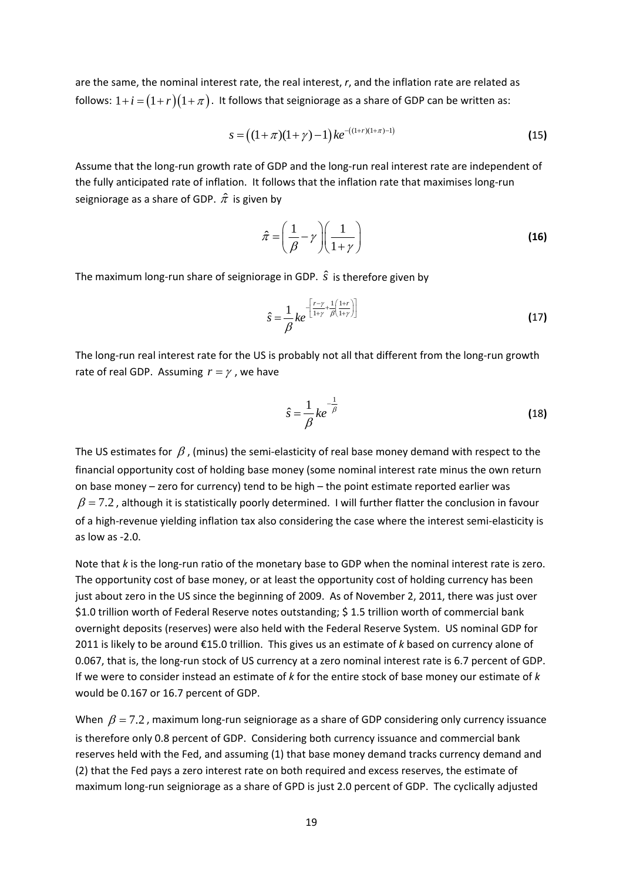are the same, the nominal interest rate, the real interest, $r$, and the inflation rate are related as follows: $1+i=(1+r)(1+\pi)$. It follows that seigniorage as a share of GDP can be written as:

$$s=\left((1+\pi)(1+\gamma)-1\right)ke^{-((1+r)(1+\pi)-1)} \tag{15}$$

Assume that the long-run growth rate of GDP and the long-run real interest rate are independent of the fully anticipated rate of inflation. It follows that the inflation rate that maximises long-run seigniorage as a share of GDP. $\hat{\pi}$ is given by

$$\hat{\pi}=\left(\frac{1}{\beta}-\gamma\right)\left(\frac{1}{1+\gamma}\right) \tag{16}$$

The maximum long-run share of seigniorage in GDP. $\hat{s}$ is therefore given by

$$\hat{s}=\frac{1}{\beta}ke^{-\left[\frac{r-\gamma}{1+\gamma}+\frac{1}{\beta}\left(\frac{1+r}{1+\gamma}\right)\right]} \tag{17}$$

The long-run real interest rate for the US is probably not all that different from the long-run growth rate of real GDP. Assuming $r=\gamma$, we have

$$\hat{s}=\frac{1}{\beta}ke^{-\frac{1}{\beta}} \tag{18}$$

The US estimates for $\beta$, (minus) the semi-elasticity of real base money demand with respect to the financial opportunity cost of holding base money (some nominal interest rate minus the own return on base money – zero for currency) tend to be high – the point estimate reported earlier was $\beta=7.2$, although it is statistically poorly determined. I will further flatter the conclusion in favour of a high-revenue yielding inflation tax also considering the case where the interest semi-elasticity is as low as -2.0.

Note that $k$ is the long-run ratio of the monetary base to GDP when the nominal interest rate is zero. The opportunity cost of base money, or at least the opportunity cost of holding currency has been just about zero in the US since the beginning of 2009. As of November 2, 2011, there was just over \$1.0 trillion worth of Federal Reserve notes outstanding; \$ 1.5 trillion worth of commercial bank overnight deposits (reserves) were also held with the Federal Reserve System. US nominal GDP for 2011 is likely to be around €15.0 trillion. This gives us an estimate of $k$ based on currency alone of 0.067, that is, the long-run stock of US currency at a zero nominal interest rate is 6.7 percent of GDP. If we were to consider instead an estimate of $k$ for the entire stock of base money our estimate of $k$ would be 0.167 or 16.7 percent of GDP.

When $\beta=7.2$, maximum long-run seigniorage as a share of GDP considering only currency issuance is therefore only 0.8 percent of GDP. Considering both currency issuance and commercial bank reserves held with the Fed, and assuming (1) that base money demand tracks currency demand and (2) that the Fed pays a zero interest rate on both required and excess reserves, the estimate of maximum long-run seigniorage as a share of GPD is just 2.0 percent of GDP. The cyclically adjusted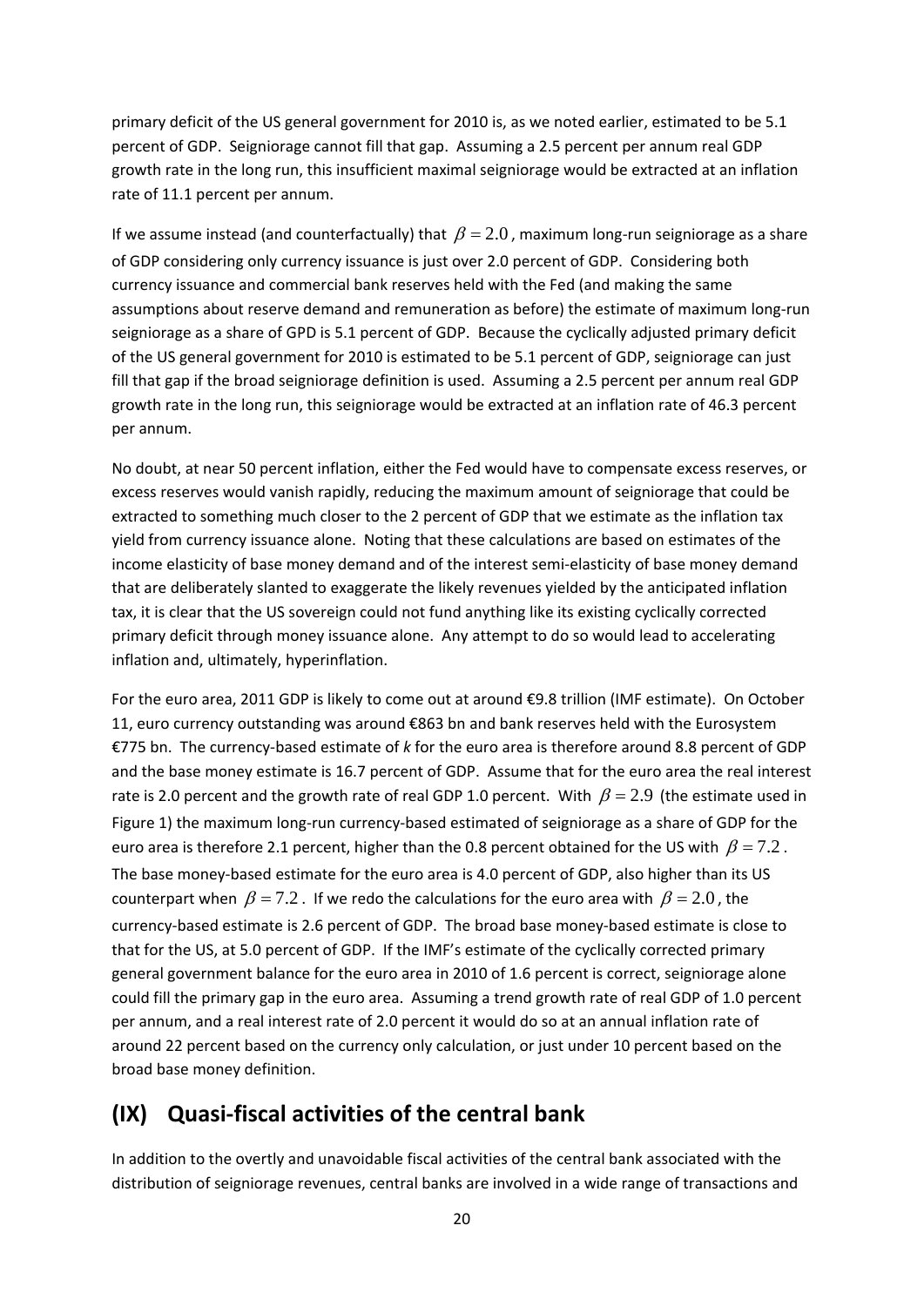primary deficit of the US general government for 2010 is, as we noted earlier, estimated to be 5.1 percent of GDP. Seigniorage cannot fill that gap. Assuming a 2.5 percent per annum real GDP growth rate in the long run, this insufficient maximal seigniorage would be extracted at an inflation rate of 11.1 percent per annum.

If we assume instead (and counterfactually) that $\beta = 2.0$, maximum long-run seigniorage as a share of GDP considering only currency issuance is just over 2.0 percent of GDP. Considering both currency issuance and commercial bank reserves held with the Fed (and making the same assumptions about reserve demand and remuneration as before) the estimate of maximum long-run seigniorage as a share of GPD is 5.1 percent of GDP. Because the cyclically adjusted primary deficit of the US general government for 2010 is estimated to be 5.1 percent of GDP, seigniorage can just fill that gap if the broad seigniorage definition is used. Assuming a 2.5 percent per annum real GDP growth rate in the long run, this seigniorage would be extracted at an inflation rate of 46.3 percent per annum.

No doubt, at near 50 percent inflation, either the Fed would have to compensate excess reserves, or excess reserves would vanish rapidly, reducing the maximum amount of seigniorage that could be extracted to something much closer to the 2 percent of GDP that we estimate as the inflation tax yield from currency issuance alone. Noting that these calculations are based on estimates of the income elasticity of base money demand and of the interest semi-elasticity of base money demand that are deliberately slanted to exaggerate the likely revenues yielded by the anticipated inflation tax, it is clear that the US sovereign could not fund anything like its existing cyclically corrected primary deficit through money issuance alone. Any attempt to do so would lead to accelerating inflation and, ultimately, hyperinflation.

For the euro area, 2011 GDP is likely to come out at around €9.8 trillion (IMF estimate). On October 11, euro currency outstanding was around €863 bn and bank reserves held with the Eurosystem €775 bn. The currency-based estimate of *k* for the euro area is therefore around 8.8 percent of GDP and the base money estimate is 16.7 percent of GDP. Assume that for the euro area the real interest rate is 2.0 percent and the growth rate of real GDP 1.0 percent. With $\beta = 2.9$ (the estimate used in Figure 1) the maximum long-run currency-based estimated of seigniorage as a share of GDP for the euro area is therefore 2.1 percent, higher than the 0.8 percent obtained for the US with $\beta = 7.2$. The base money-based estimate for the euro area is 4.0 percent of GDP, also higher than its US counterpart when $\beta = 7.2$. If we redo the calculations for the euro area with $\beta = 2.0$, the currency-based estimate is 2.6 percent of GDP. The broad base money-based estimate is close to that for the US, at 5.0 percent of GDP. If the IMF's estimate of the cyclically corrected primary general government balance for the euro area in 2010 of 1.6 percent is correct, seigniorage alone could fill the primary gap in the euro area. Assuming a trend growth rate of real GDP of 1.0 percent per annum, and a real interest rate of 2.0 percent it would do so at an annual inflation rate of around 22 percent based on the currency only calculation, or just under 10 percent based on the broad base money definition.

## (IX) Quasi-fiscal activities of the central bank

In addition to the overtly and unavoidable fiscal activities of the central bank associated with the distribution of seigniorage revenues, central banks are involved in a wide range of transactions and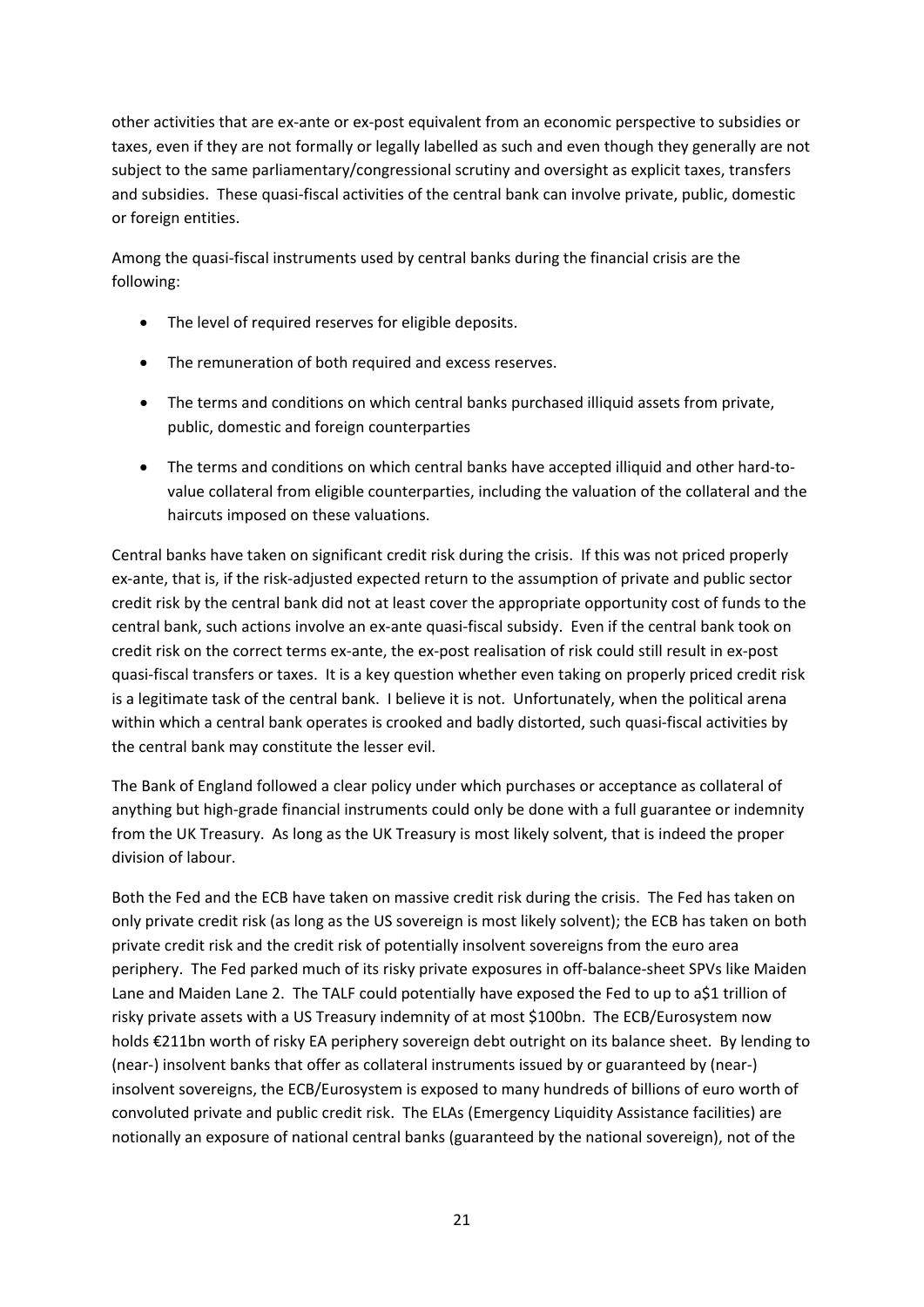other activities that are ex-ante or ex-post equivalent from an economic perspective to subsidies or taxes, even if they are not formally or legally labelled as such and even though they generally are not subject to the same parliamentary/congressional scrutiny and oversight as explicit taxes, transfers and subsidies. These quasi-fiscal activities of the central bank can involve private, public, domestic or foreign entities.

Among the quasi-fiscal instruments used by central banks during the financial crisis are the following:

- The level of required reserves for eligible deposits.
- The remuneration of both required and excess reserves.
- The terms and conditions on which central banks purchased illiquid assets from private, public, domestic and foreign counterparties
- The terms and conditions on which central banks have accepted illiquid and other hard-to-value collateral from eligible counterparties, including the valuation of the collateral and the haircuts imposed on these valuations.

Central banks have taken on significant credit risk during the crisis. If this was not priced properly ex-ante, that is, if the risk-adjusted expected return to the assumption of private and public sector credit risk by the central bank did not at least cover the appropriate opportunity cost of funds to the central bank, such actions involve an ex-ante quasi-fiscal subsidy. Even if the central bank took on credit risk on the correct terms ex-ante, the ex-post realisation of risk could still result in ex-post quasi-fiscal transfers or taxes. It is a key question whether even taking on properly priced credit risk is a legitimate task of the central bank. I believe it is not. Unfortunately, when the political arena within which a central bank operates is crooked and badly distorted, such quasi-fiscal activities by the central bank may constitute the lesser evil.

The Bank of England followed a clear policy under which purchases or acceptance as collateral of anything but high-grade financial instruments could only be done with a full guarantee or indemnity from the UK Treasury. As long as the UK Treasury is most likely solvent, that is indeed the proper division of labour.

Both the Fed and the ECB have taken on massive credit risk during the crisis. The Fed has taken on only private credit risk (as long as the US sovereign is most likely solvent); the ECB has taken on both private credit risk and the credit risk of potentially insolvent sovereigns from the euro area periphery. The Fed parked much of its risky private exposures in off-balance-sheet SPVs like Maiden Lane and Maiden Lane 2. The TALF could potentially have exposed the Fed to up to a$1 trillion of risky private assets with a US Treasury indemnity of at most $100bn. The ECB/Eurosystem now holds €211bn worth of risky EA periphery sovereign debt outright on its balance sheet. By lending to (near-) insolvent banks that offer as collateral instruments issued by or guaranteed by (near-) insolvent sovereigns, the ECB/Eurosystem is exposed to many hundreds of billions of euro worth of convoluted private and public credit risk. The ELAs (Emergency Liquidity Assistance facilities) are notionally an exposure of national central banks (guaranteed by the national sovereign), not of the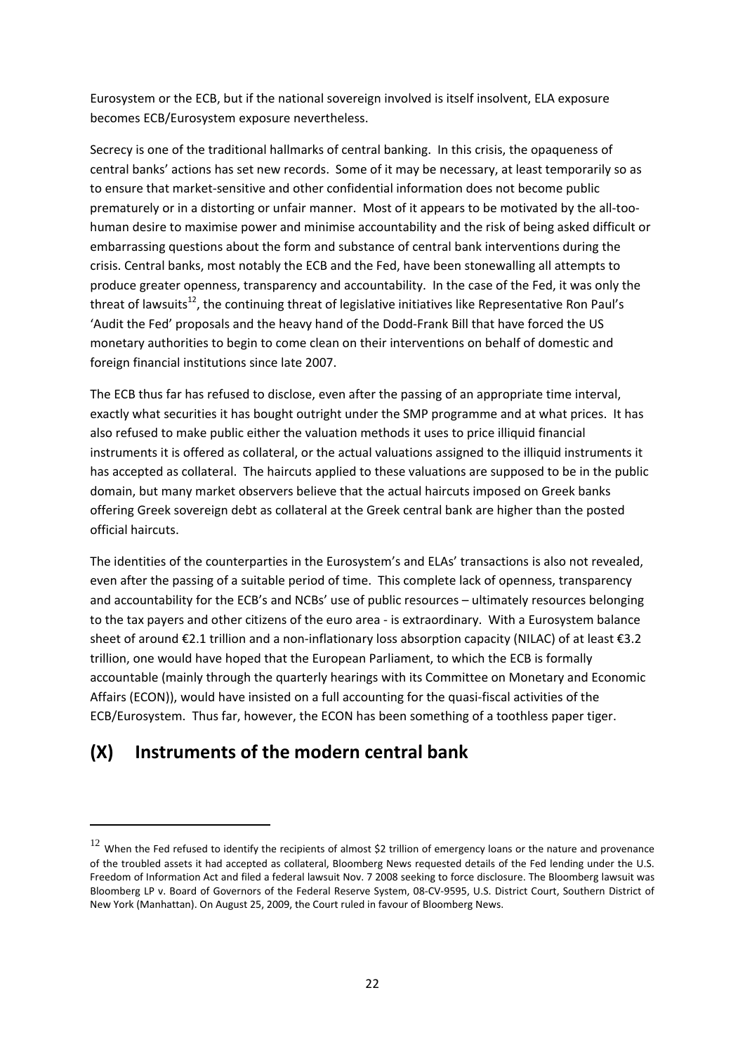Eurosystem or the ECB, but if the national sovereign involved is itself insolvent, ELA exposure becomes ECB/Eurosystem exposure nevertheless.

Secrecy is one of the traditional hallmarks of central banking. In this crisis, the opaqueness of central banks' actions has set new records. Some of it may be necessary, at least temporarily so as to ensure that market-sensitive and other confidential information does not become public prematurely or in a distorting or unfair manner. Most of it appears to be motivated by the all-too-human desire to maximise power and minimise accountability and the risk of being asked difficult or embarrassing questions about the form and substance of central bank interventions during the crisis. Central banks, most notably the ECB and the Fed, have been stonewalling all attempts to produce greater openness, transparency and accountability. In the case of the Fed, it was only the threat of lawsuits[12], the continuing threat of legislative initiatives like Representative Ron Paul's 'Audit the Fed' proposals and the heavy hand of the Dodd-Frank Bill that have forced the US monetary authorities to begin to come clean on their interventions on behalf of domestic and foreign financial institutions since late 2007.

The ECB thus far has refused to disclose, even after the passing of an appropriate time interval, exactly what securities it has bought outright under the SMP programme and at what prices. It has also refused to make public either the valuation methods it uses to price illiquid financial instruments it is offered as collateral, or the actual valuations assigned to the illiquid instruments it has accepted as collateral. The haircuts applied to these valuations are supposed to be in the public domain, but many market observers believe that the actual haircuts imposed on Greek banks offering Greek sovereign debt as collateral at the Greek central bank are higher than the posted official haircuts.

The identities of the counterparties in the Eurosystem's and ELAs' transactions is also not revealed, even after the passing of a suitable period of time. This complete lack of openness, transparency and accountability for the ECB's and NCBs' use of public resources – ultimately resources belonging to the tax payers and other citizens of the euro area - is extraordinary. With a Eurosystem balance sheet of around €2.1 trillion and a non-inflationary loss absorption capacity (NILAC) of at least €3.2 trillion, one would have hoped that the European Parliament, to which the ECB is formally accountable (mainly through the quarterly hearings with its Committee on Monetary and Economic Affairs (ECON)), would have insisted on a full accounting for the quasi-fiscal activities of the ECB/Eurosystem. Thus far, however, the ECON has been something of a toothless paper tiger.

## (X) Instruments of the modern central bank

[12] When the Fed refused to identify the recipients of almost $2 trillion of emergency loans or the nature and provenance of the troubled assets it had accepted as collateral, Bloomberg News requested details of the Fed lending under the U.S. Freedom of Information Act and filed a federal lawsuit Nov. 7 2008 seeking to force disclosure. The Bloomberg lawsuit was Bloomberg LP v. Board of Governors of the Federal Reserve System, 08-CV-9595, U.S. District Court, Southern District of New York (Manhattan). On August 25, 2009, the Court ruled in favour of Bloomberg News.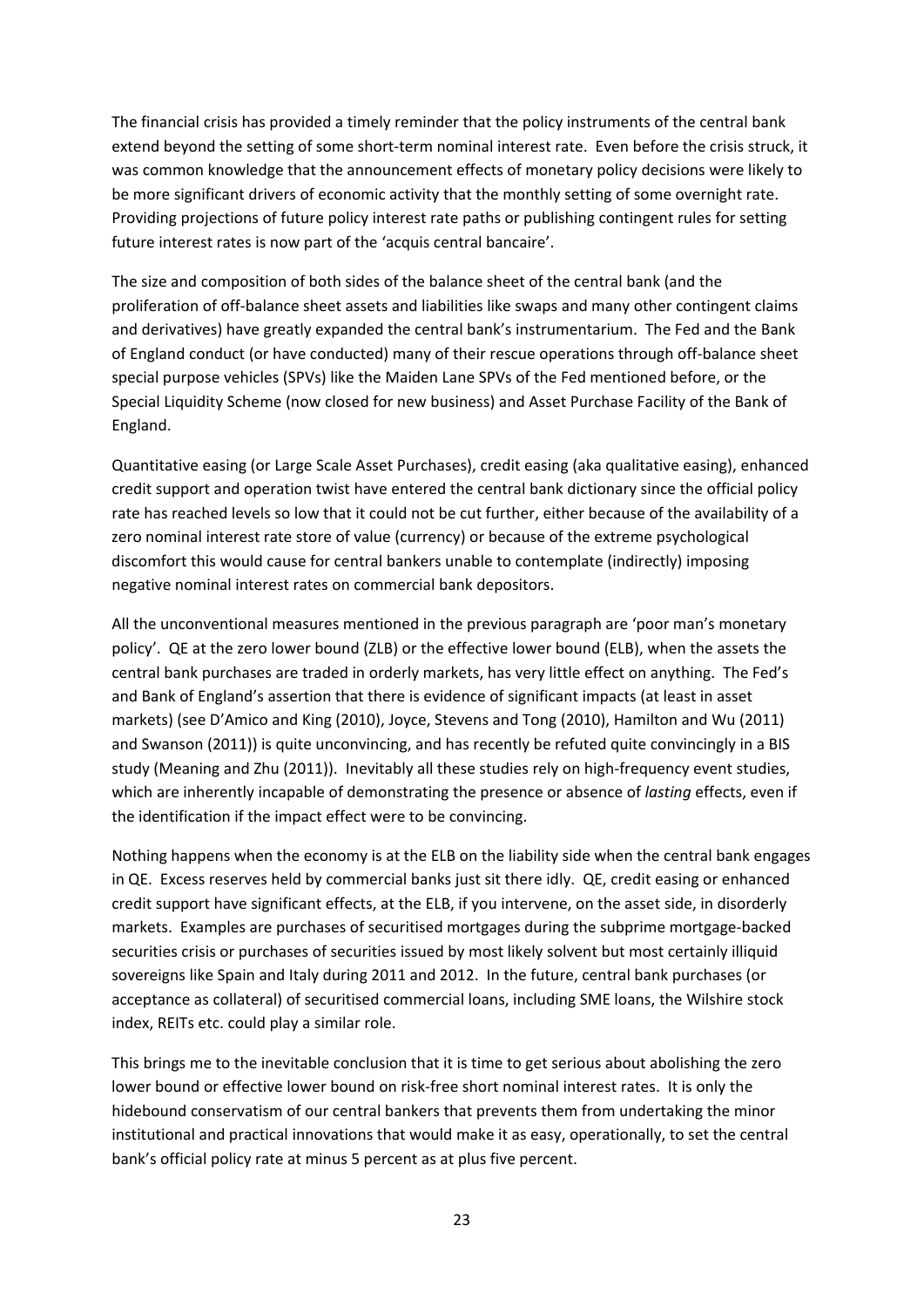The financial crisis has provided a timely reminder that the policy instruments of the central bank extend beyond the setting of some short-term nominal interest rate. Even before the crisis struck, it was common knowledge that the announcement effects of monetary policy decisions were likely to be more significant drivers of economic activity that the monthly setting of some overnight rate. Providing projections of future policy interest rate paths or publishing contingent rules for setting future interest rates is now part of the 'acquis central bancaire'.

The size and composition of both sides of the balance sheet of the central bank (and the proliferation of off-balance sheet assets and liabilities like swaps and many other contingent claims and derivatives) have greatly expanded the central bank's instrumentarium. The Fed and the Bank of England conduct (or have conducted) many of their rescue operations through off-balance sheet special purpose vehicles (SPVs) like the Maiden Lane SPVs of the Fed mentioned before, or the Special Liquidity Scheme (now closed for new business) and Asset Purchase Facility of the Bank of England.

Quantitative easing (or Large Scale Asset Purchases), credit easing (aka qualitative easing), enhanced credit support and operation twist have entered the central bank dictionary since the official policy rate has reached levels so low that it could not be cut further, either because of the availability of a zero nominal interest rate store of value (currency) or because of the extreme psychological discomfort this would cause for central bankers unable to contemplate (indirectly) imposing negative nominal interest rates on commercial bank depositors.

All the unconventional measures mentioned in the previous paragraph are 'poor man's monetary policy'. QE at the zero lower bound (ZLB) or the effective lower bound (ELB), when the assets the central bank purchases are traded in orderly markets, has very little effect on anything. The Fed's and Bank of England's assertion that there is evidence of significant impacts (at least in asset markets) (see D'Amico and King (2010), Joyce, Stevens and Tong (2010), Hamilton and Wu (2011) and Swanson (2011)) is quite unconvincing, and has recently be refuted quite convincingly in a BIS study (Meaning and Zhu (2011)). Inevitably all these studies rely on high-frequency event studies, which are inherently incapable of demonstrating the presence or absence of *lasting* effects, even if the identification if the impact effect were to be convincing.

Nothing happens when the economy is at the ELB on the liability side when the central bank engages in QE. Excess reserves held by commercial banks just sit there idly. QE, credit easing or enhanced credit support have significant effects, at the ELB, if you intervene, on the asset side, in disorderly markets. Examples are purchases of securitised mortgages during the subprime mortgage-backed securities crisis or purchases of securities issued by most likely solvent but most certainly illiquid sovereigns like Spain and Italy during 2011 and 2012. In the future, central bank purchases (or acceptance as collateral) of securitised commercial loans, including SME loans, the Wilshire stock index, REITs etc. could play a similar role.

This brings me to the inevitable conclusion that it is time to get serious about abolishing the zero lower bound or effective lower bound on risk-free short nominal interest rates. It is only the hidebound conservatism of our central bankers that prevents them from undertaking the minor institutional and practical innovations that would make it as easy, operationally, to set the central bank's official policy rate at minus 5 percent as at plus five percent.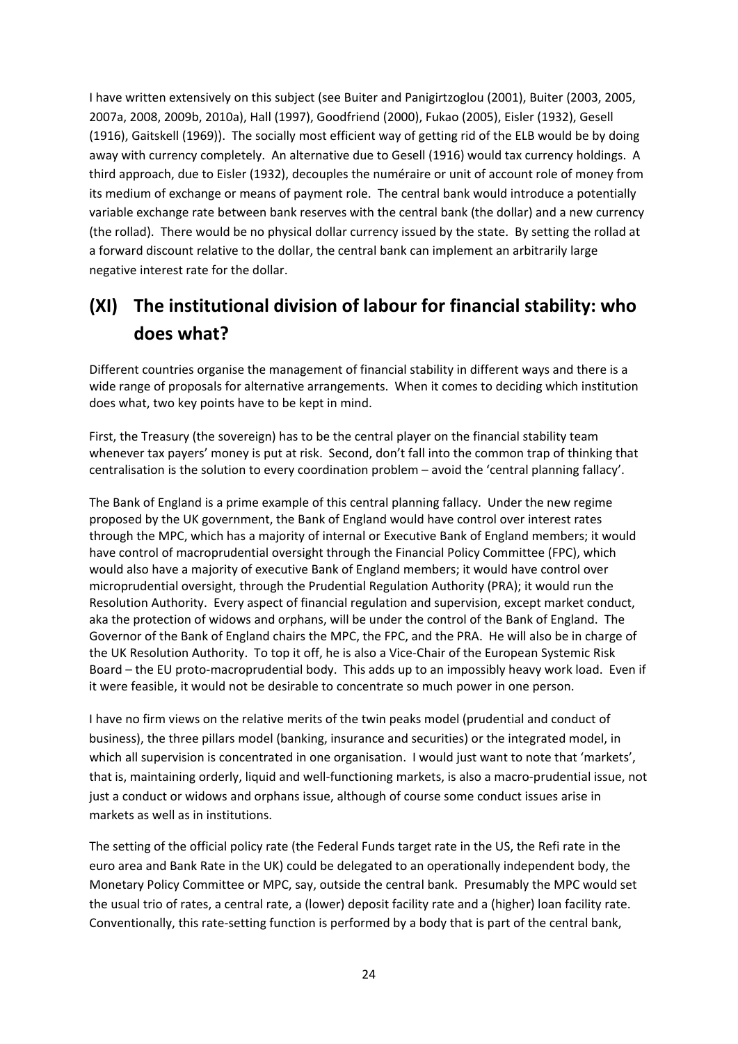I have written extensively on this subject (see Buiter and Panigirtzoglou (2001), Buiter (2003, 2005, 2007a, 2008, 2009b, 2010a), Hall (1997), Goodfriend (2000), Fukao (2005), Eisler (1932), Gesell (1916), Gaitskell (1969)). The socially most efficient way of getting rid of the ELB would be by doing away with currency completely. An alternative due to Gesell (1916) would tax currency holdings. A third approach, due to Eisler (1932), decouples the numéraire or unit of account role of money from its medium of exchange or means of payment role. The central bank would introduce a potentially variable exchange rate between bank reserves with the central bank (the dollar) and a new currency (the rollad). There would be no physical dollar currency issued by the state. By setting the rollad at a forward discount relative to the dollar, the central bank can implement an arbitrarily large negative interest rate for the dollar.

## (XI) The institutional division of labour for financial stability: who does what?

Different countries organise the management of financial stability in different ways and there is a wide range of proposals for alternative arrangements. When it comes to deciding which institution does what, two key points have to be kept in mind.

First, the Treasury (the sovereign) has to be the central player on the financial stability team whenever tax payers' money is put at risk. Second, don't fall into the common trap of thinking that centralisation is the solution to every coordination problem – avoid the 'central planning fallacy'.

The Bank of England is a prime example of this central planning fallacy. Under the new regime proposed by the UK government, the Bank of England would have control over interest rates through the MPC, which has a majority of internal or Executive Bank of England members; it would have control of macroprudential oversight through the Financial Policy Committee (FPC), which would also have a majority of executive Bank of England members; it would have control over microprudential oversight, through the Prudential Regulation Authority (PRA); it would run the Resolution Authority. Every aspect of financial regulation and supervision, except market conduct, aka the protection of widows and orphans, will be under the control of the Bank of England. The Governor of the Bank of England chairs the MPC, the FPC, and the PRA. He will also be in charge of the UK Resolution Authority. To top it off, he is also a Vice-Chair of the European Systemic Risk Board – the EU proto-macroprudential body. This adds up to an impossibly heavy work load. Even if it were feasible, it would not be desirable to concentrate so much power in one person.

I have no firm views on the relative merits of the twin peaks model (prudential and conduct of business), the three pillars model (banking, insurance and securities) or the integrated model, in which all supervision is concentrated in one organisation. I would just want to note that 'markets', that is, maintaining orderly, liquid and well-functioning markets, is also a macro-prudential issue, not just a conduct or widows and orphans issue, although of course some conduct issues arise in markets as well as in institutions.

The setting of the official policy rate (the Federal Funds target rate in the US, the Refi rate in the euro area and Bank Rate in the UK) could be delegated to an operationally independent body, the Monetary Policy Committee or MPC, say, outside the central bank. Presumably the MPC would set the usual trio of rates, a central rate, a (lower) deposit facility rate and a (higher) loan facility rate. Conventionally, this rate-setting function is performed by a body that is part of the central bank,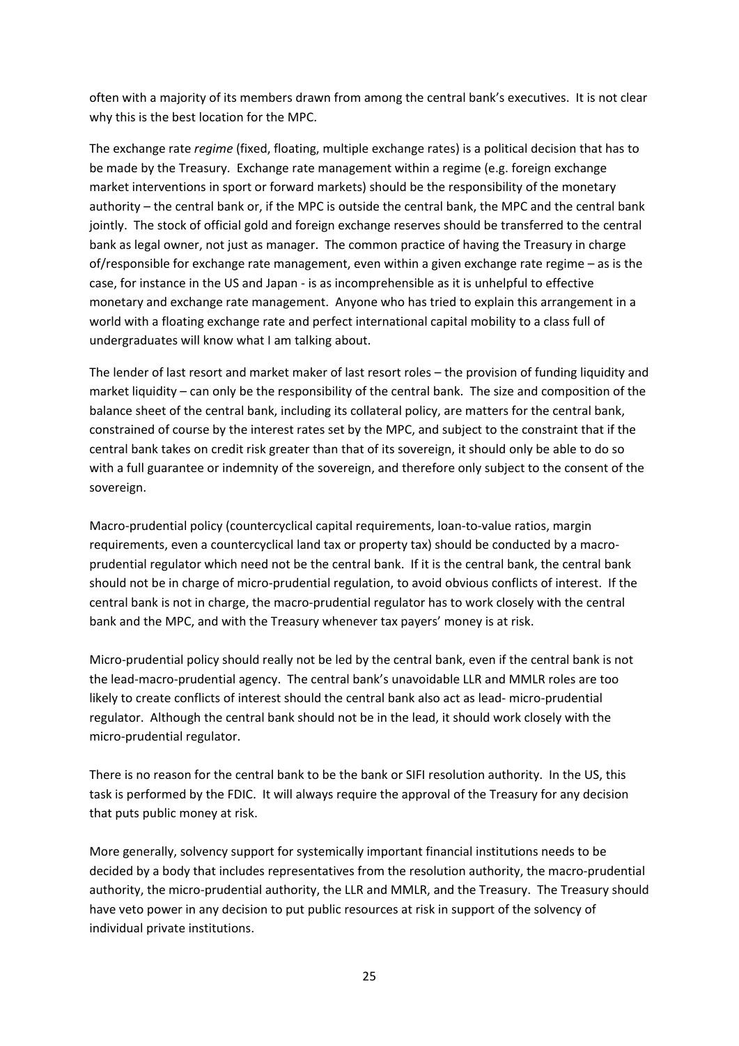often with a majority of its members drawn from among the central bank's executives. It is not clear why this is the best location for the MPC.

The exchange rate *regime* (fixed, floating, multiple exchange rates) is a political decision that has to be made by the Treasury. Exchange rate management within a regime (e.g. foreign exchange market interventions in sport or forward markets) should be the responsibility of the monetary authority – the central bank or, if the MPC is outside the central bank, the MPC and the central bank jointly. The stock of official gold and foreign exchange reserves should be transferred to the central bank as legal owner, not just as manager. The common practice of having the Treasury in charge of/responsible for exchange rate management, even within a given exchange rate regime – as is the case, for instance in the US and Japan - is as incomprehensible as it is unhelpful to effective monetary and exchange rate management. Anyone who has tried to explain this arrangement in a world with a floating exchange rate and perfect international capital mobility to a class full of undergraduates will know what I am talking about.

The lender of last resort and market maker of last resort roles – the provision of funding liquidity and market liquidity – can only be the responsibility of the central bank. The size and composition of the balance sheet of the central bank, including its collateral policy, are matters for the central bank, constrained of course by the interest rates set by the MPC, and subject to the constraint that if the central bank takes on credit risk greater than that of its sovereign, it should only be able to do so with a full guarantee or indemnity of the sovereign, and therefore only subject to the consent of the sovereign.

Macro-prudential policy (countercyclical capital requirements, loan-to-value ratios, margin requirements, even a countercyclical land tax or property tax) should be conducted by a macro-prudential regulator which need not be the central bank. If it is the central bank, the central bank should not be in charge of micro-prudential regulation, to avoid obvious conflicts of interest. If the central bank is not in charge, the macro-prudential regulator has to work closely with the central bank and the MPC, and with the Treasury whenever tax payers' money is at risk.

Micro-prudential policy should really not be led by the central bank, even if the central bank is not the lead-macro-prudential agency. The central bank's unavoidable LLR and MMLR roles are too likely to create conflicts of interest should the central bank also act as lead- micro-prudential regulator. Although the central bank should not be in the lead, it should work closely with the micro-prudential regulator.

There is no reason for the central bank to be the bank or SIFI resolution authority. In the US, this task is performed by the FDIC. It will always require the approval of the Treasury for any decision that puts public money at risk.

More generally, solvency support for systemically important financial institutions needs to be decided by a body that includes representatives from the resolution authority, the macro-prudential authority, the micro-prudential authority, the LLR and MMLR, and the Treasury. The Treasury should have veto power in any decision to put public resources at risk in support of the solvency of individual private institutions.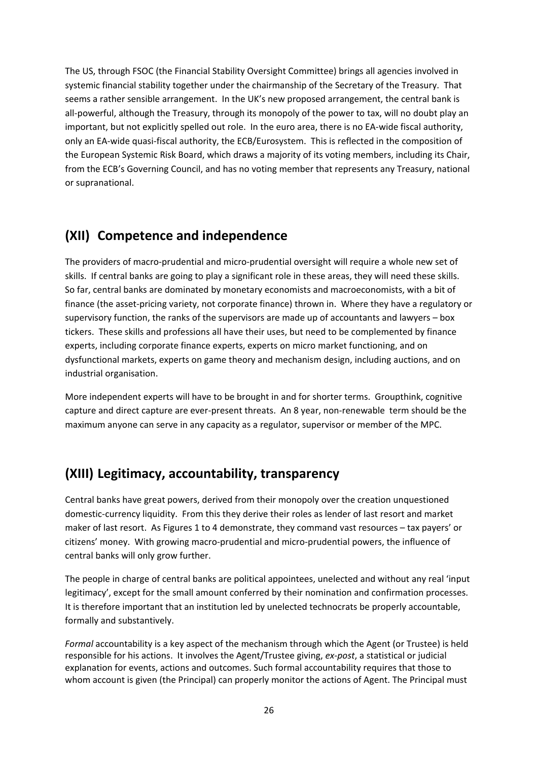The US, through FSOC (the Financial Stability Oversight Committee) brings all agencies involved in systemic financial stability together under the chairmanship of the Secretary of the Treasury. That seems a rather sensible arrangement. In the UK's new proposed arrangement, the central bank is all-powerful, although the Treasury, through its monopoly of the power to tax, will no doubt play an important, but not explicitly spelled out role. In the euro area, there is no EA-wide fiscal authority, only an EA-wide quasi-fiscal authority, the ECB/Eurosystem. This is reflected in the composition of the European Systemic Risk Board, which draws a majority of its voting members, including its Chair, from the ECB's Governing Council, and has no voting member that represents any Treasury, national or supranational.

## (XII) Competence and independence

The providers of macro-prudential and micro-prudential oversight will require a whole new set of skills. If central banks are going to play a significant role in these areas, they will need these skills. So far, central banks are dominated by monetary economists and macroeconomists, with a bit of finance (the asset-pricing variety, not corporate finance) thrown in. Where they have a regulatory or supervisory function, the ranks of the supervisors are made up of accountants and lawyers – box tickers. These skills and professions all have their uses, but need to be complemented by finance experts, including corporate finance experts, experts on micro market functioning, and on dysfunctional markets, experts on game theory and mechanism design, including auctions, and on industrial organisation.

More independent experts will have to be brought in and for shorter terms. Groupthink, cognitive capture and direct capture are ever-present threats. An 8 year, non-renewable term should be the maximum anyone can serve in any capacity as a regulator, supervisor or member of the MPC.

## (XIII) Legitimacy, accountability, transparency

Central banks have great powers, derived from their monopoly over the creation unquestioned domestic-currency liquidity. From this they derive their roles as lender of last resort and market maker of last resort. As Figures 1 to 4 demonstrate, they command vast resources – tax payers' or citizens' money. With growing macro-prudential and micro-prudential powers, the influence of central banks will only grow further.

The people in charge of central banks are political appointees, unelected and without any real 'input legitimacy', except for the small amount conferred by their nomination and confirmation processes. It is therefore important that an institution led by unelected technocrats be properly accountable, formally and substantively.

*Formal* accountability is a key aspect of the mechanism through which the Agent (or Trustee) is held responsible for his actions. It involves the Agent/Trustee giving, *ex-post*, a statistical or judicial explanation for events, actions and outcomes. Such formal accountability requires that those to whom account is given (the Principal) can properly monitor the actions of Agent. The Principal must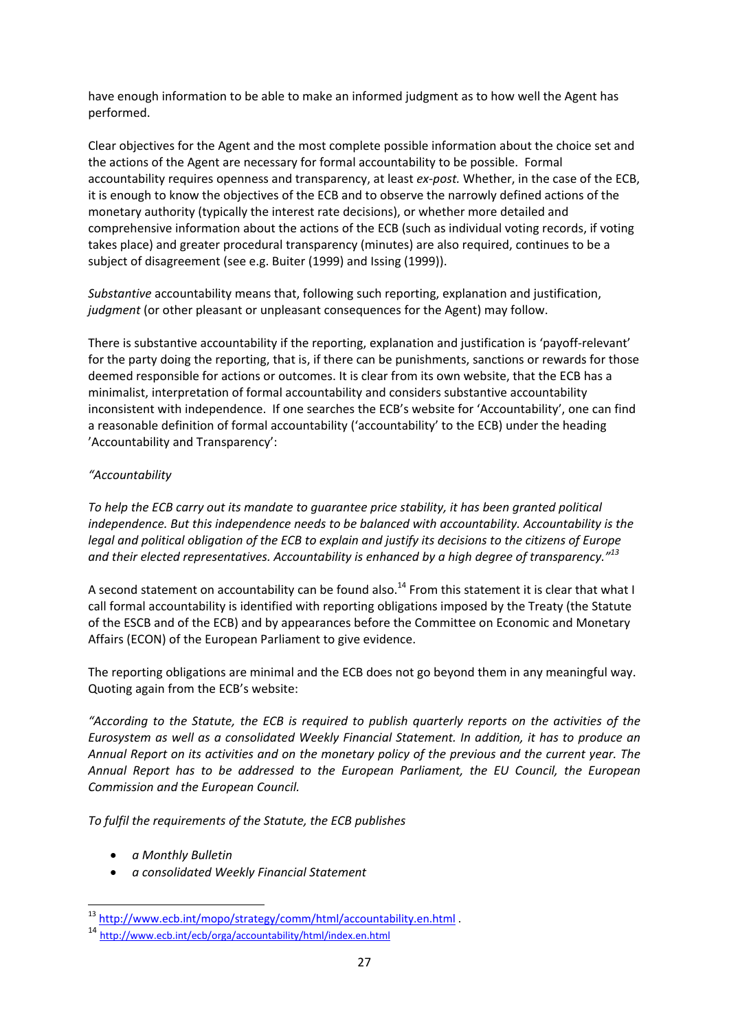have enough information to be able to make an informed judgment as to how well the Agent has performed.

Clear objectives for the Agent and the most complete possible information about the choice set and the actions of the Agent are necessary for formal accountability to be possible. Formal accountability requires openness and transparency, at least *ex-post.* Whether, in the case of the ECB, it is enough to know the objectives of the ECB and to observe the narrowly defined actions of the monetary authority (typically the interest rate decisions), or whether more detailed and comprehensive information about the actions of the ECB (such as individual voting records, if voting takes place) and greater procedural transparency (minutes) are also required, continues to be a subject of disagreement (see e.g. Buiter (1999) and Issing (1999)).

*Substantive* accountability means that, following such reporting, explanation and justification, *judgment* (or other pleasant or unpleasant consequences for the Agent) may follow.

There is substantive accountability if the reporting, explanation and justification is 'payoff-relevant' for the party doing the reporting, that is, if there can be punishments, sanctions or rewards for those deemed responsible for actions or outcomes. It is clear from its own website, that the ECB has a minimalist, interpretation of formal accountability and considers substantive accountability inconsistent with independence. If one searches the ECB's website for 'Accountability', one can find a reasonable definition of formal accountability ('accountability' to the ECB) under the heading 'Accountability and Transparency':

*"Accountability*

*To help the ECB carry out its mandate to guarantee price stability, it has been granted political independence. But this independence needs to be balanced with accountability. Accountability is the legal and political obligation of the ECB to explain and justify its decisions to the citizens of Europe and their elected representatives. Accountability is enhanced by a high degree of transparency."*[13]

A second statement on accountability can be found also.[14] From this statement it is clear that what I call formal accountability is identified with reporting obligations imposed by the Treaty (the Statute of the ESCB and of the ECB) and by appearances before the Committee on Economic and Monetary Affairs (ECON) of the European Parliament to give evidence.

The reporting obligations are minimal and the ECB does not go beyond them in any meaningful way. Quoting again from the ECB's website:

*"According to the Statute, the ECB is required to publish quarterly reports on the activities of the Eurosystem as well as a consolidated Weekly Financial Statement. In addition, it has to produce an Annual Report on its activities and on the monetary policy of the previous and the current year. The Annual Report has to be addressed to the European Parliament, the EU Council, the European Commission and the European Council.*

*To fulfil the requirements of the Statute, the ECB publishes*

- *a Monthly Bulletin*
- *a consolidated Weekly Financial Statement*

---

[13] http://www.ecb.int/mopo/strategy/comm/html/accountability.en.html .

[14] http://www.ecb.int/ecb/orga/accountability/html/index.en.html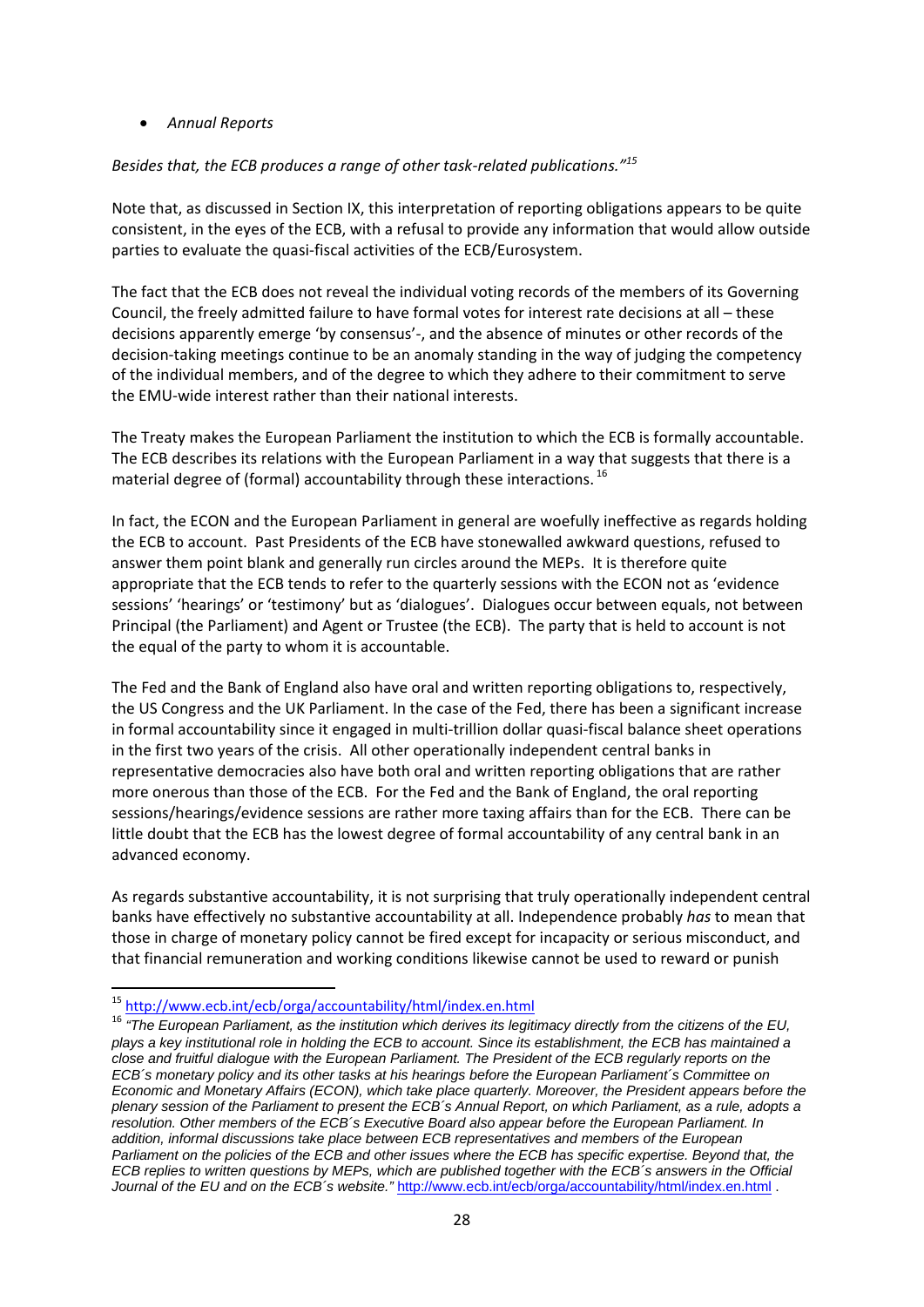- *Annual Reports*

*Besides that, the ECB produces a range of other task-related publications."*[15]

Note that, as discussed in Section IX, this interpretation of reporting obligations appears to be quite consistent, in the eyes of the ECB, with a refusal to provide any information that would allow outside parties to evaluate the quasi-fiscal activities of the ECB/Eurosystem.

The fact that the ECB does not reveal the individual voting records of the members of its Governing Council, the freely admitted failure to have formal votes for interest rate decisions at all – these decisions apparently emerge 'by consensus'-, and the absence of minutes or other records of the decision-taking meetings continue to be an anomaly standing in the way of judging the competency of the individual members, and of the degree to which they adhere to their commitment to serve the EMU-wide interest rather than their national interests.

The Treaty makes the European Parliament the institution to which the ECB is formally accountable. The ECB describes its relations with the European Parliament in a way that suggests that there is a material degree of (formal) accountability through these interactions.[16]

In fact, the ECON and the European Parliament in general are woefully ineffective as regards holding the ECB to account. Past Presidents of the ECB have stonewalled awkward questions, refused to answer them point blank and generally run circles around the MEPs. It is therefore quite appropriate that the ECB tends to refer to the quarterly sessions with the ECON not as 'evidence sessions' 'hearings' or 'testimony' but as 'dialogues'. Dialogues occur between equals, not between Principal (the Parliament) and Agent or Trustee (the ECB). The party that is held to account is not the equal of the party to whom it is accountable.

The Fed and the Bank of England also have oral and written reporting obligations to, respectively, the US Congress and the UK Parliament. In the case of the Fed, there has been a significant increase in formal accountability since it engaged in multi-trillion dollar quasi-fiscal balance sheet operations in the first two years of the crisis. All other operationally independent central banks in representative democracies also have both oral and written reporting obligations that are rather more onerous than those of the ECB. For the Fed and the Bank of England, the oral reporting sessions/hearings/evidence sessions are rather more taxing affairs than for the ECB. There can be little doubt that the ECB has the lowest degree of formal accountability of any central bank in an advanced economy.

As regards substantive accountability, it is not surprising that truly operationally independent central banks have effectively no substantive accountability at all. Independence probably *has* to mean that those in charge of monetary policy cannot be fired except for incapacity or serious misconduct, and that financial remuneration and working conditions likewise cannot be used to reward or punish

---

[15] http://www.ecb.int/ecb/orga/accountability/html/index.en.html

[16] *"The European Parliament, as the institution which derives its legitimacy directly from the citizens of the EU, plays a key institutional role in holding the ECB to account. Since its establishment, the ECB has maintained a close and fruitful dialogue with the European Parliament. The President of the ECB regularly reports on the ECB´s monetary policy and its other tasks at his hearings before the European Parliament´s Committee on Economic and Monetary Affairs (ECON), which take place quarterly. Moreover, the President appears before the plenary session of the Parliament to present the ECB´s Annual Report, on which Parliament, as a rule, adopts a resolution. Other members of the ECB´s Executive Board also appear before the European Parliament. In addition, informal discussions take place between ECB representatives and members of the European Parliament on the policies of the ECB and other issues where the ECB has specific expertise. Beyond that, the ECB replies to written questions by MEPs, which are published together with the ECB´s answers in the Official Journal of the EU and on the ECB´s website."* http://www.ecb.int/ecb/orga/accountability/html/index.en.html .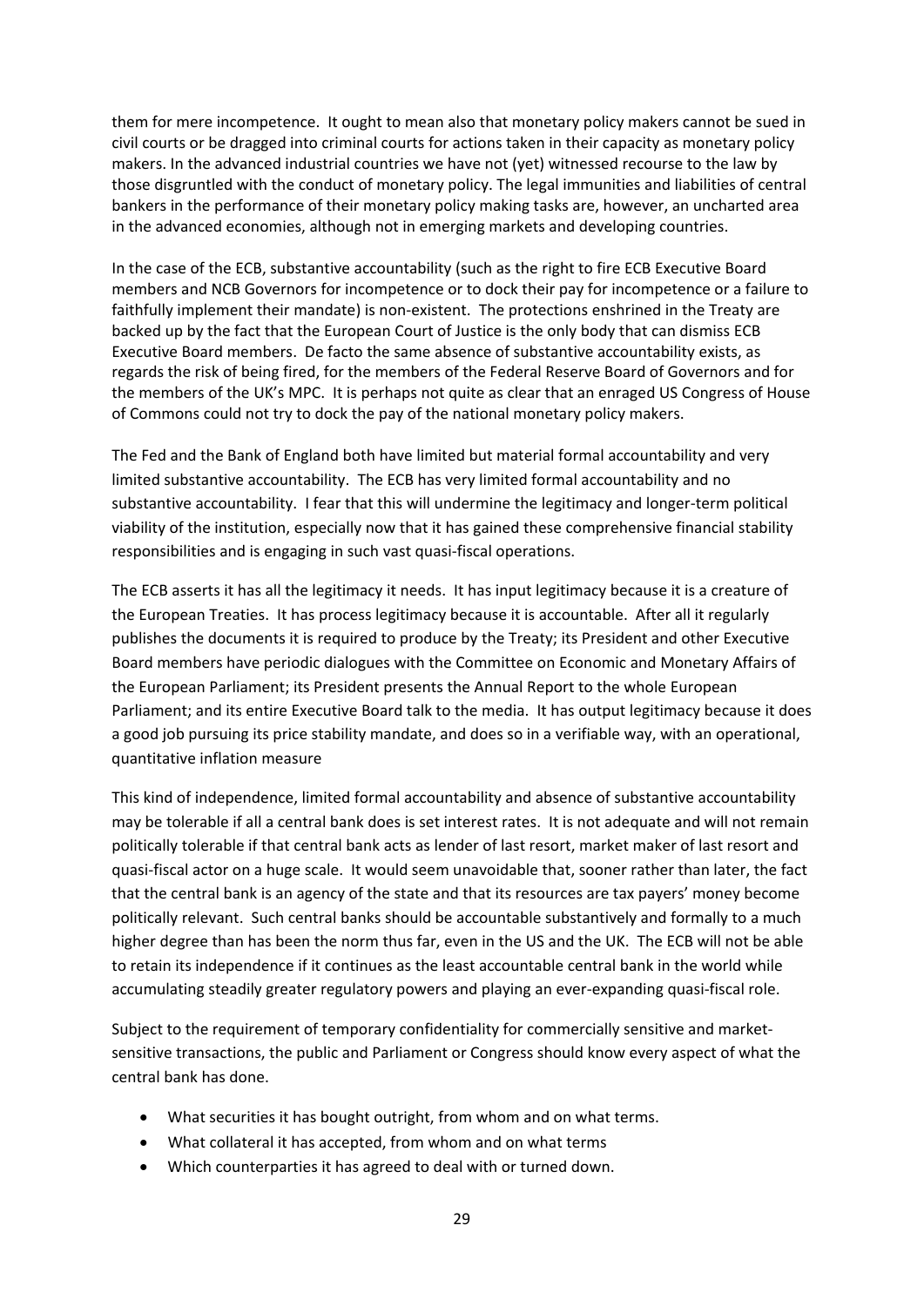them for mere incompetence. It ought to mean also that monetary policy makers cannot be sued in civil courts or be dragged into criminal courts for actions taken in their capacity as monetary policy makers. In the advanced industrial countries we have not (yet) witnessed recourse to the law by those disgruntled with the conduct of monetary policy. The legal immunities and liabilities of central bankers in the performance of their monetary policy making tasks are, however, an uncharted area in the advanced economies, although not in emerging markets and developing countries.

In the case of the ECB, substantive accountability (such as the right to fire ECB Executive Board members and NCB Governors for incompetence or to dock their pay for incompetence or a failure to faithfully implement their mandate) is non-existent. The protections enshrined in the Treaty are backed up by the fact that the European Court of Justice is the only body that can dismiss ECB Executive Board members. De facto the same absence of substantive accountability exists, as regards the risk of being fired, for the members of the Federal Reserve Board of Governors and for the members of the UK's MPC. It is perhaps not quite as clear that an enraged US Congress of House of Commons could not try to dock the pay of the national monetary policy makers.

The Fed and the Bank of England both have limited but material formal accountability and very limited substantive accountability. The ECB has very limited formal accountability and no substantive accountability. I fear that this will undermine the legitimacy and longer-term political viability of the institution, especially now that it has gained these comprehensive financial stability responsibilities and is engaging in such vast quasi-fiscal operations.

The ECB asserts it has all the legitimacy it needs. It has input legitimacy because it is a creature of the European Treaties. It has process legitimacy because it is accountable. After all it regularly publishes the documents it is required to produce by the Treaty; its President and other Executive Board members have periodic dialogues with the Committee on Economic and Monetary Affairs of the European Parliament; its President presents the Annual Report to the whole European Parliament; and its entire Executive Board talk to the media. It has output legitimacy because it does a good job pursuing its price stability mandate, and does so in a verifiable way, with an operational, quantitative inflation measure

This kind of independence, limited formal accountability and absence of substantive accountability may be tolerable if all a central bank does is set interest rates. It is not adequate and will not remain politically tolerable if that central bank acts as lender of last resort, market maker of last resort and quasi-fiscal actor on a huge scale. It would seem unavoidable that, sooner rather than later, the fact that the central bank is an agency of the state and that its resources are tax payers' money become politically relevant. Such central banks should be accountable substantively and formally to a much higher degree than has been the norm thus far, even in the US and the UK. The ECB will not be able to retain its independence if it continues as the least accountable central bank in the world while accumulating steadily greater regulatory powers and playing an ever-expanding quasi-fiscal role.

Subject to the requirement of temporary confidentiality for commercially sensitive and market-sensitive transactions, the public and Parliament or Congress should know every aspect of what the central bank has done.

- What securities it has bought outright, from whom and on what terms.
- What collateral it has accepted, from whom and on what terms
- Which counterparties it has agreed to deal with or turned down.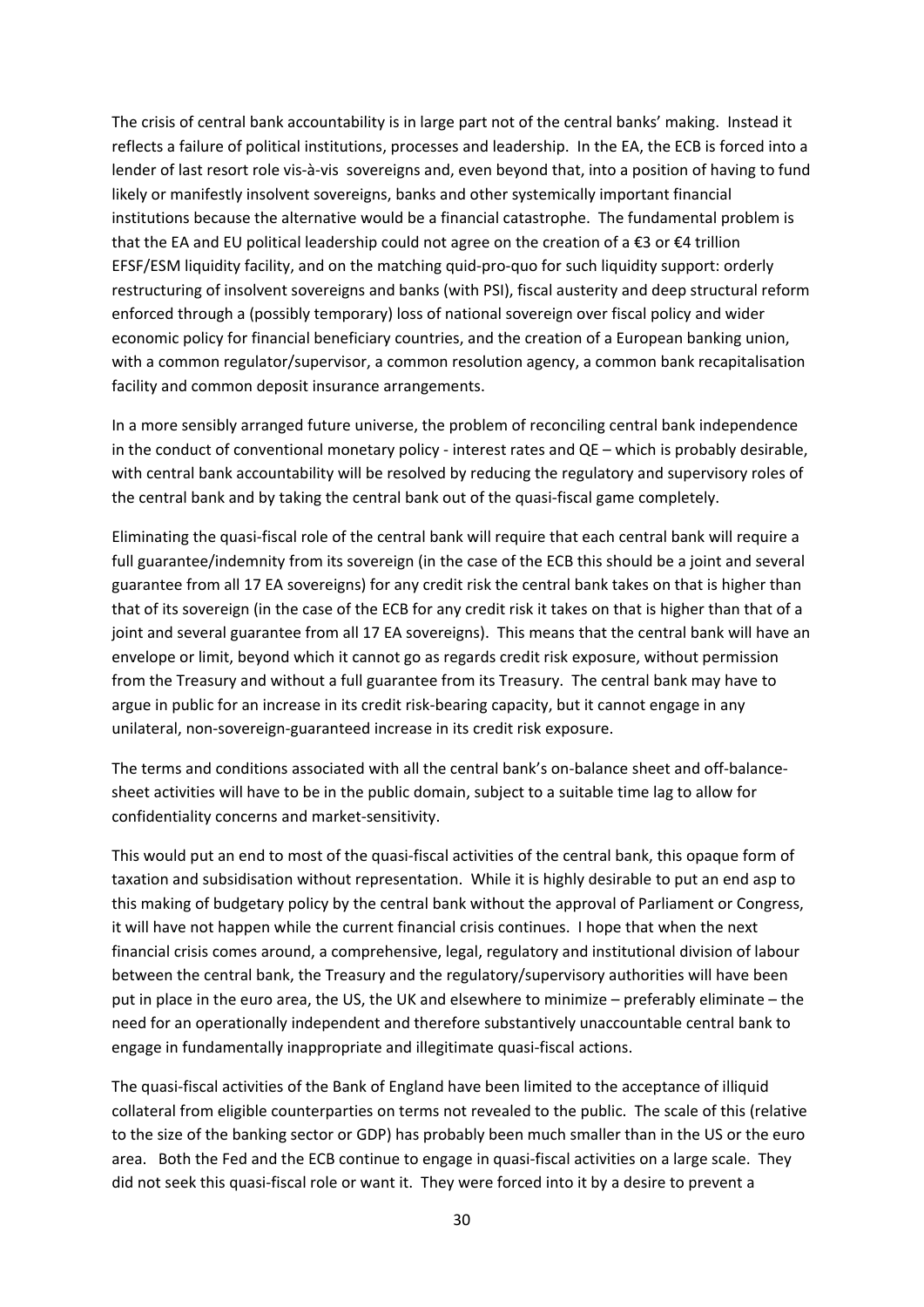The crisis of central bank accountability is in large part not of the central banks' making. Instead it reflects a failure of political institutions, processes and leadership. In the EA, the ECB is forced into a lender of last resort role vis-à-vis sovereigns and, even beyond that, into a position of having to fund likely or manifestly insolvent sovereigns, banks and other systemically important financial institutions because the alternative would be a financial catastrophe. The fundamental problem is that the EA and EU political leadership could not agree on the creation of a €3 or €4 trillion EFSF/ESM liquidity facility, and on the matching quid-pro-quo for such liquidity support: orderly restructuring of insolvent sovereigns and banks (with PSI), fiscal austerity and deep structural reform enforced through a (possibly temporary) loss of national sovereign over fiscal policy and wider economic policy for financial beneficiary countries, and the creation of a European banking union, with a common regulator/supervisor, a common resolution agency, a common bank recapitalisation facility and common deposit insurance arrangements.

In a more sensibly arranged future universe, the problem of reconciling central bank independence in the conduct of conventional monetary policy - interest rates and QE – which is probably desirable, with central bank accountability will be resolved by reducing the regulatory and supervisory roles of the central bank and by taking the central bank out of the quasi-fiscal game completely.

Eliminating the quasi-fiscal role of the central bank will require that each central bank will require a full guarantee/indemnity from its sovereign (in the case of the ECB this should be a joint and several guarantee from all 17 EA sovereigns) for any credit risk the central bank takes on that is higher than that of its sovereign (in the case of the ECB for any credit risk it takes on that is higher than that of a joint and several guarantee from all 17 EA sovereigns). This means that the central bank will have an envelope or limit, beyond which it cannot go as regards credit risk exposure, without permission from the Treasury and without a full guarantee from its Treasury. The central bank may have to argue in public for an increase in its credit risk-bearing capacity, but it cannot engage in any unilateral, non-sovereign-guaranteed increase in its credit risk exposure.

The terms and conditions associated with all the central bank's on-balance sheet and off-balance-sheet activities will have to be in the public domain, subject to a suitable time lag to allow for confidentiality concerns and market-sensitivity.

This would put an end to most of the quasi-fiscal activities of the central bank, this opaque form of taxation and subsidisation without representation. While it is highly desirable to put an end asp to this making of budgetary policy by the central bank without the approval of Parliament or Congress, it will have not happen while the current financial crisis continues. I hope that when the next financial crisis comes around, a comprehensive, legal, regulatory and institutional division of labour between the central bank, the Treasury and the regulatory/supervisory authorities will have been put in place in the euro area, the US, the UK and elsewhere to minimize – preferably eliminate – the need for an operationally independent and therefore substantively unaccountable central bank to engage in fundamentally inappropriate and illegitimate quasi-fiscal actions.

The quasi-fiscal activities of the Bank of England have been limited to the acceptance of illiquid collateral from eligible counterparties on terms not revealed to the public. The scale of this (relative to the size of the banking sector or GDP) has probably been much smaller than in the US or the euro area. Both the Fed and the ECB continue to engage in quasi-fiscal activities on a large scale. They did not seek this quasi-fiscal role or want it. They were forced into it by a desire to prevent a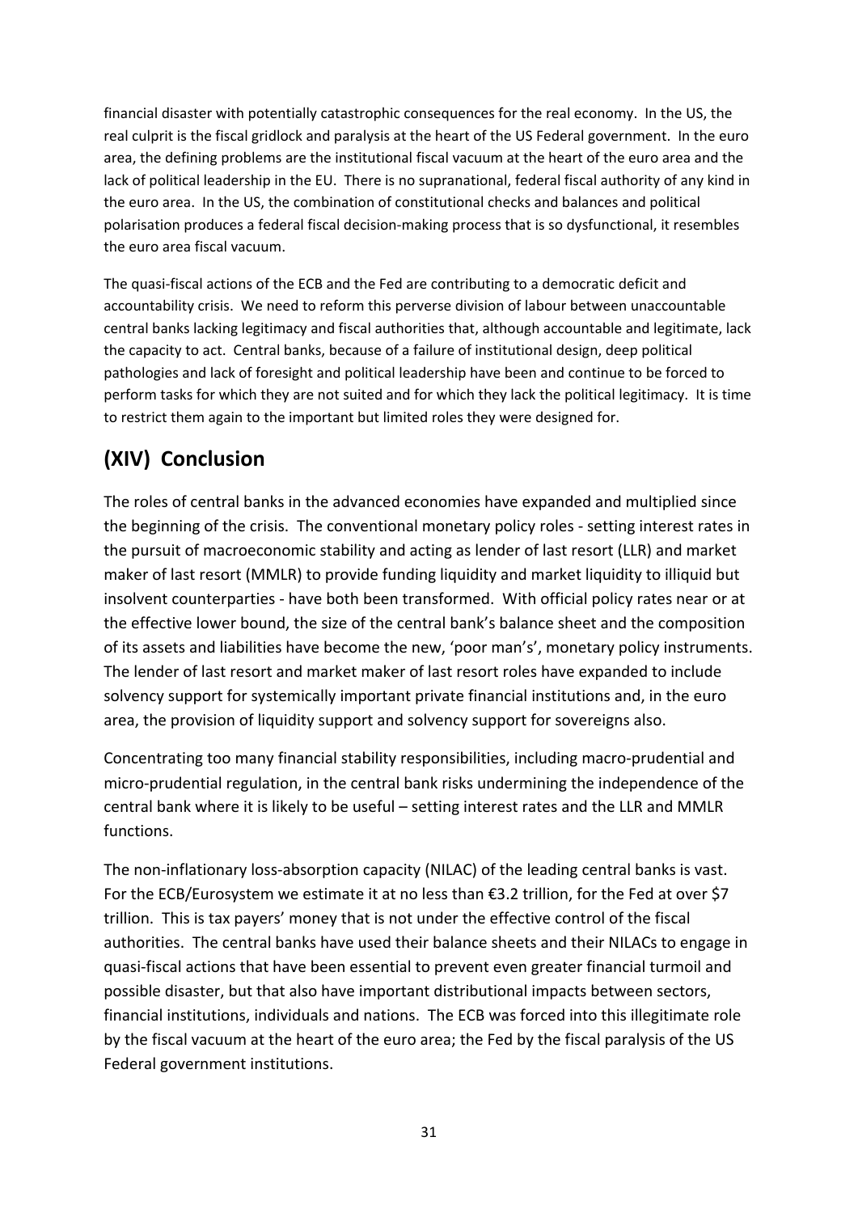financial disaster with potentially catastrophic consequences for the real economy. In the US, the real culprit is the fiscal gridlock and paralysis at the heart of the US Federal government. In the euro area, the defining problems are the institutional fiscal vacuum at the heart of the euro area and the lack of political leadership in the EU. There is no supranational, federal fiscal authority of any kind in the euro area. In the US, the combination of constitutional checks and balances and political polarisation produces a federal fiscal decision-making process that is so dysfunctional, it resembles the euro area fiscal vacuum.

The quasi-fiscal actions of the ECB and the Fed are contributing to a democratic deficit and accountability crisis. We need to reform this perverse division of labour between unaccountable central banks lacking legitimacy and fiscal authorities that, although accountable and legitimate, lack the capacity to act. Central banks, because of a failure of institutional design, deep political pathologies and lack of foresight and political leadership have been and continue to be forced to perform tasks for which they are not suited and for which they lack the political legitimacy. It is time to restrict them again to the important but limited roles they were designed for.

## (XIV) Conclusion

The roles of central banks in the advanced economies have expanded and multiplied since the beginning of the crisis. The conventional monetary policy roles - setting interest rates in the pursuit of macroeconomic stability and acting as lender of last resort (LLR) and market maker of last resort (MMLR) to provide funding liquidity and market liquidity to illiquid but insolvent counterparties - have both been transformed. With official policy rates near or at the effective lower bound, the size of the central bank's balance sheet and the composition of its assets and liabilities have become the new, 'poor man's', monetary policy instruments. The lender of last resort and market maker of last resort roles have expanded to include solvency support for systemically important private financial institutions and, in the euro area, the provision of liquidity support and solvency support for sovereigns also.

Concentrating too many financial stability responsibilities, including macro-prudential and micro-prudential regulation, in the central bank risks undermining the independence of the central bank where it is likely to be useful – setting interest rates and the LLR and MMLR functions.

The non-inflationary loss-absorption capacity (NILAC) of the leading central banks is vast. For the ECB/Eurosystem we estimate it at no less than €3.2 trillion, for the Fed at over $7 trillion. This is tax payers' money that is not under the effective control of the fiscal authorities. The central banks have used their balance sheets and their NILACs to engage in quasi-fiscal actions that have been essential to prevent even greater financial turmoil and possible disaster, but that also have important distributional impacts between sectors, financial institutions, individuals and nations. The ECB was forced into this illegitimate role by the fiscal vacuum at the heart of the euro area; the Fed by the fiscal paralysis of the US Federal government institutions.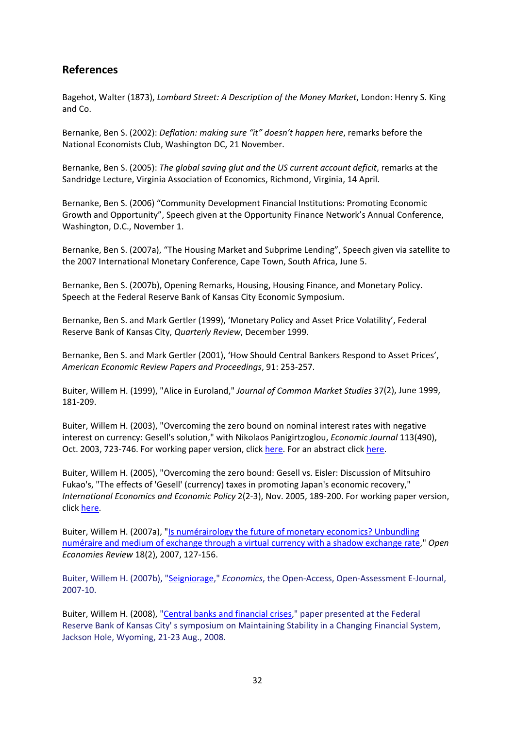## References

Bagehot, Walter (1873), *Lombard Street: A Description of the Money Market*, London: Henry S. King and Co.

Bernanke, Ben S. (2002): *Deflation: making sure "it" doesn't happen here*, remarks before the National Economists Club, Washington DC, 21 November.

Bernanke, Ben S. (2005): *The global saving glut and the US current account deficit*, remarks at the Sandridge Lecture, Virginia Association of Economics, Richmond, Virginia, 14 April.

Bernanke, Ben S. (2006) "Community Development Financial Institutions: Promoting Economic Growth and Opportunity", Speech given at the Opportunity Finance Network's Annual Conference, Washington, D.C., November 1.

Bernanke, Ben S. (2007a), "The Housing Market and Subprime Lending", Speech given via satellite to the 2007 International Monetary Conference, Cape Town, South Africa, June 5.

Bernanke, Ben S. (2007b), Opening Remarks, Housing, Housing Finance, and Monetary Policy. Speech at the Federal Reserve Bank of Kansas City Economic Symposium.

Bernanke, Ben S. and Mark Gertler (1999), 'Monetary Policy and Asset Price Volatility', Federal Reserve Bank of Kansas City, *Quarterly Review*, December 1999.

Bernanke, Ben S. and Mark Gertler (2001), 'How Should Central Bankers Respond to Asset Prices', *American Economic Review Papers and Proceedings*, 91: 253-257.

Buiter, Willem H. (1999), "Alice in Euroland," *Journal of Common Market Studies* 37(2), June 1999, 181-209.

Buiter, Willem H. (2003), "Overcoming the zero bound on nominal interest rates with negative interest on currency: Gesell's solution," with Nikolaos Panigirtzoglou, *Economic Journal* 113(490), Oct. 2003, 723-746. For working paper version, click here. For an abstract click here.

Buiter, Willem H. (2005), "Overcoming the zero bound: Gesell vs. Eisler: Discussion of Mitsuhiro Fukao's, "The effects of 'Gesell' (currency) taxes in promoting Japan's economic recovery," *International Economics and Economic Policy* 2(2-3), Nov. 2005, 189-200. For working paper version, click here.

Buiter, Willem H. (2007a), "Is numérairology the future of monetary economics? Unbundling numéraire and medium of exchange through a virtual currency with a shadow exchange rate," *Open Economies Review* 18(2), 2007, 127-156.

Buiter, Willem H. (2007b), "Seigniorage," *Economics*, the Open-Access, Open-Assessment E-Journal, 2007-10.

Buiter, Willem H. (2008), "Central banks and financial crises," paper presented at the Federal Reserve Bank of Kansas City' s symposium on Maintaining Stability in a Changing Financial System, Jackson Hole, Wyoming, 21-23 Aug., 2008.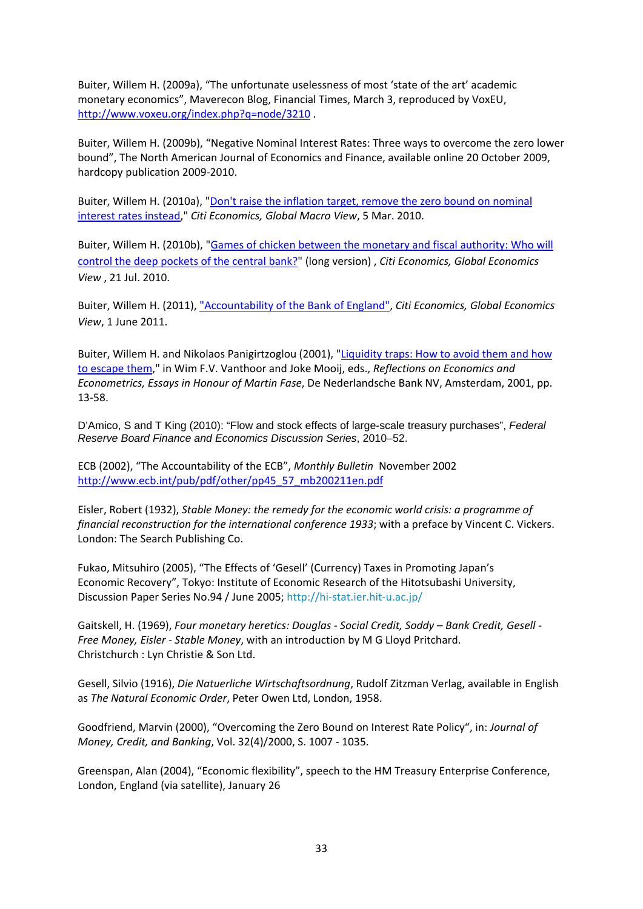Buiter, Willem H. (2009a), "The unfortunate uselessness of most 'state of the art' academic monetary economics", Maverecon Blog, Financial Times, March 3, reproduced by VoxEU, http://www.voxeu.org/index.php?q=node/3210 .

Buiter, Willem H. (2009b), "Negative Nominal Interest Rates: Three ways to overcome the zero lower bound", The North American Journal of Economics and Finance, available online 20 October 2009, hardcopy publication 2009-2010.

Buiter, Willem H. (2010a), "Don't raise the inflation target, remove the zero bound on nominal interest rates instead," *Citi Economics, Global Macro View*, 5 Mar. 2010.

Buiter, Willem H. (2010b), "Games of chicken between the monetary and fiscal authority: Who will control the deep pockets of the central bank?" (long version) , *Citi Economics, Global Economics View* , 21 Jul. 2010.

Buiter, Willem H. (2011), "Accountability of the Bank of England", *Citi Economics, Global Economics View*, 1 June 2011.

Buiter, Willem H. and Nikolaos Panigirtzoglou (2001), "Liquidity traps: How to avoid them and how to escape them," in Wim F.V. Vanthoor and Joke Mooij, eds., *Reflections on Economics and Econometrics, Essays in Honour of Martin Fase*, De Nederlandsche Bank NV, Amsterdam, 2001, pp. 13-58.

D'Amico, S and T King (2010): "Flow and stock effects of large-scale treasury purchases", *Federal Reserve Board Finance and Economics Discussion Series*, 2010–52.

ECB (2002), "The Accountability of the ECB", *Monthly Bulletin* November 2002 http://www.ecb.int/pub/pdf/other/pp45_57_mb200211en.pdf

Eisler, Robert (1932), *Stable Money: the remedy for the economic world crisis: a programme of financial reconstruction for the international conference 1933*; with a preface by Vincent C. Vickers. London: The Search Publishing Co.

Fukao, Mitsuhiro (2005), "The Effects of 'Gesell' (Currency) Taxes in Promoting Japan's Economic Recovery", Tokyo: Institute of Economic Research of the Hitotsubashi University, Discussion Paper Series No.94 / June 2005; http://hi-stat.ier.hit-u.ac.jp/

Gaitskell, H. (1969), *Four monetary heretics: Douglas - Social Credit, Soddy – Bank Credit, Gesell - Free Money, Eisler - Stable Money*, with an introduction by M G Lloyd Pritchard. Christchurch : Lyn Christie & Son Ltd.

Gesell, Silvio (1916), *Die Natuerliche Wirtschaftsordnung*, Rudolf Zitzman Verlag, available in English as *The Natural Economic Order*, Peter Owen Ltd, London, 1958.

Goodfriend, Marvin (2000), "Overcoming the Zero Bound on Interest Rate Policy", in: *Journal of Money, Credit, and Banking*, Vol. 32(4)/2000, S. 1007 - 1035.

Greenspan, Alan (2004), "Economic flexibility", speech to the HM Treasury Enterprise Conference, London, England (via satellite), January 26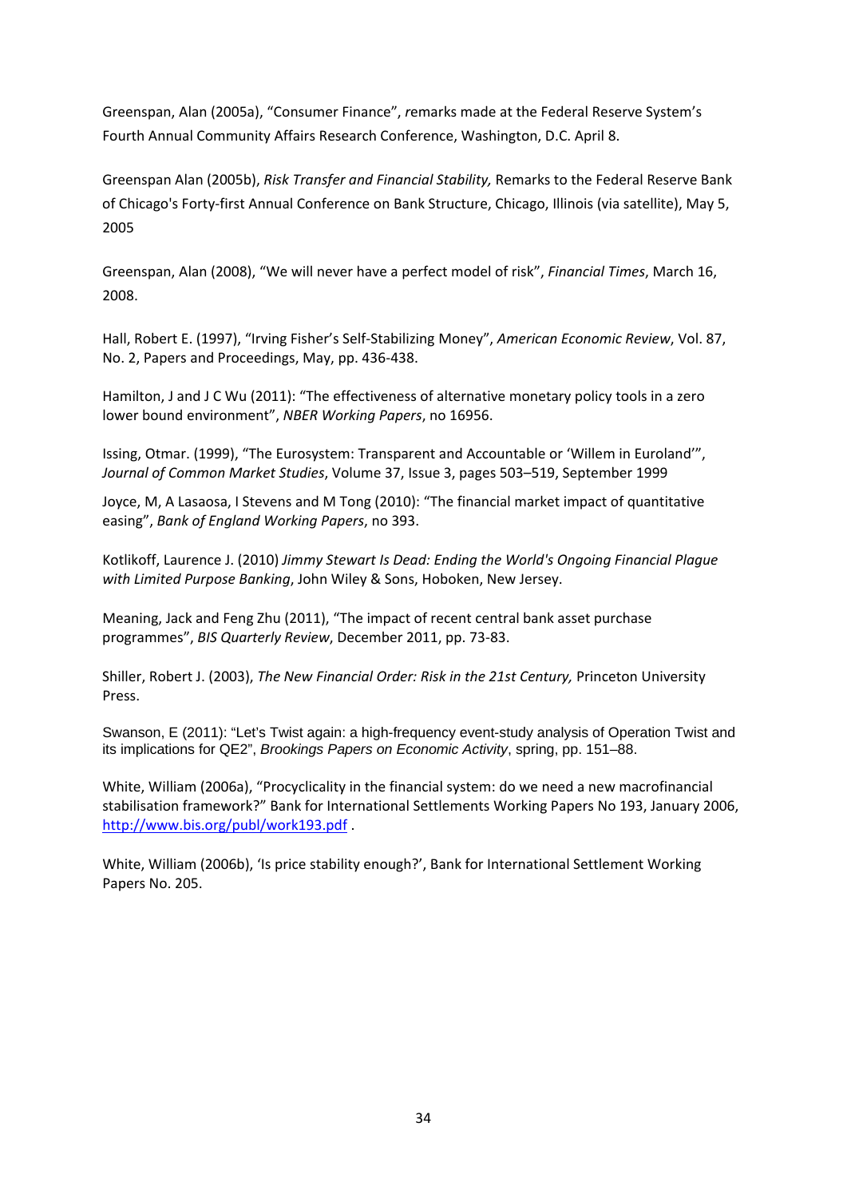Greenspan, Alan (2005a), "Consumer Finance", *r*emarks made at the Federal Reserve System's Fourth Annual Community Affairs Research Conference, Washington, D.C. April 8.

Greenspan Alan (2005b), *Risk Transfer and Financial Stability,* Remarks to the Federal Reserve Bank of Chicago's Forty-first Annual Conference on Bank Structure, Chicago, Illinois (via satellite), May 5, 2005

Greenspan, Alan (2008), "We will never have a perfect model of risk", *Financial Times*, March 16, 2008.

Hall, Robert E. (1997), "Irving Fisher's Self-Stabilizing Money", *American Economic Review*, Vol. 87, No. 2, Papers and Proceedings, May, pp. 436-438.

Hamilton, J and J C Wu (2011): "The effectiveness of alternative monetary policy tools in a zero lower bound environment", *NBER Working Papers*, no 16956.

Issing, Otmar. (1999), "The Eurosystem: Transparent and Accountable or 'Willem in Euroland'", *Journal of Common Market Studies*, Volume 37, Issue 3, pages 503–519, September 1999

Joyce, M, A Lasaosa, I Stevens and M Tong (2010): "The financial market impact of quantitative easing", *Bank of England Working Papers*, no 393.

Kotlikoff, Laurence J. (2010) *Jimmy Stewart Is Dead: Ending the World's Ongoing Financial Plague with Limited Purpose Banking*, John Wiley & Sons, Hoboken, New Jersey.

Meaning, Jack and Feng Zhu (2011), "The impact of recent central bank asset purchase programmes", *BIS Quarterly Review*, December 2011, pp. 73-83.

Shiller, Robert J. (2003), *The New Financial Order: Risk in the 21st Century,* Princeton University Press.

Swanson, E (2011): "Let's Twist again: a high-frequency event-study analysis of Operation Twist and its implications for QE2", *Brookings Papers on Economic Activity*, spring, pp. 151–88.

White, William (2006a), "Procyclicality in the financial system: do we need a new macrofinancial stabilisation framework?" Bank for International Settlements Working Papers No 193, January 2006, http://www.bis.org/publ/work193.pdf .

White, William (2006b), 'Is price stability enough?', Bank for International Settlement Working Papers No. 205.